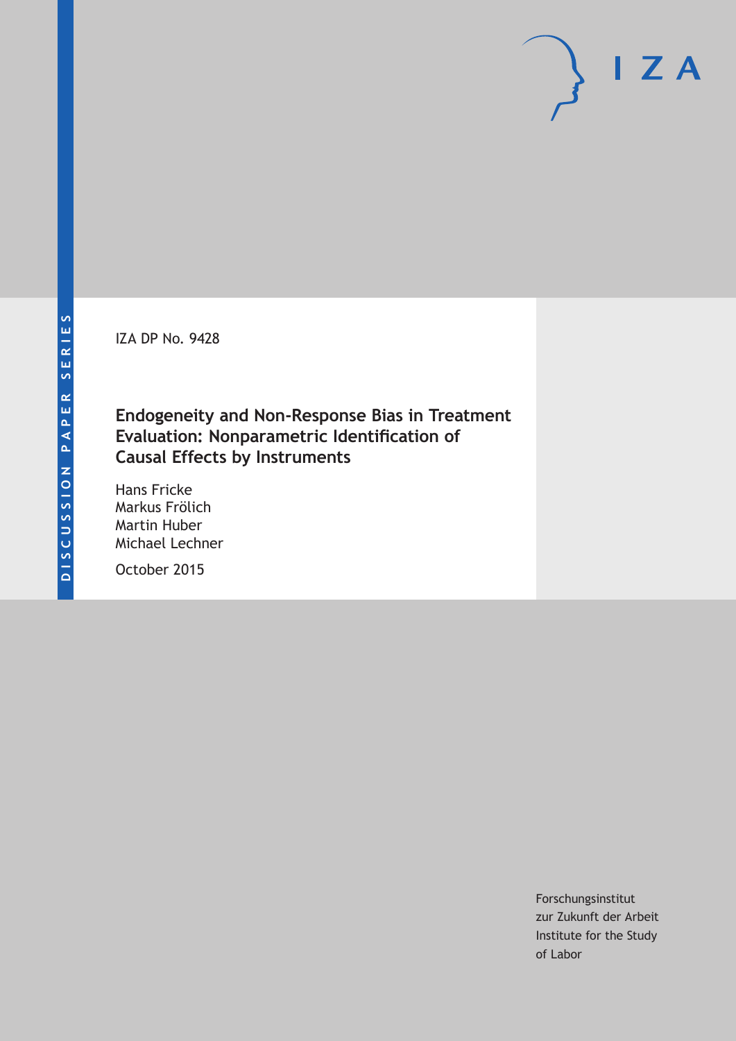DISCUSSION PAPER SERIES

IZA

IZA DP No. 9428

# Endogeneity and Non-Response Bias in Treatment Evaluation: Nonparametric Identification of Causal Effects by Instruments

Hans Fricke
Markus Frölich
Martin Huber
Michael Lechner

October 2015

Forschungsinstitut
zur Zukunft der Arbeit
Institute for the Study
of Labor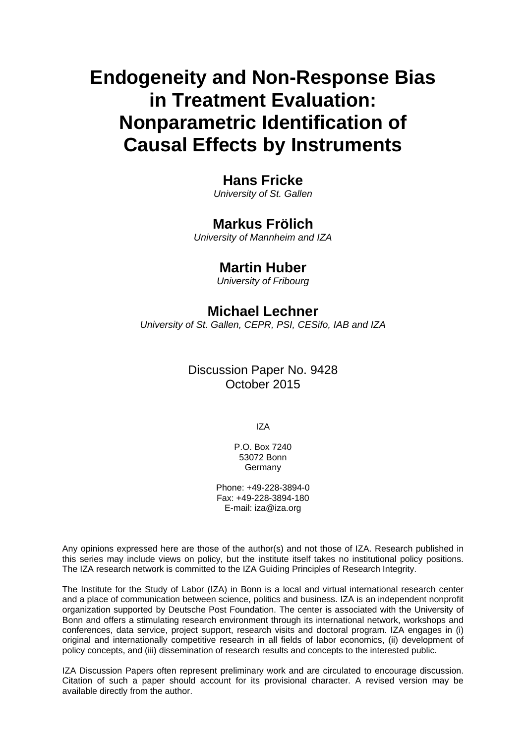# Endogeneity and Non-Response Bias in Treatment Evaluation: Nonparametric Identification of Causal Effects by Instruments

**Hans Fricke**
*University of St. Gallen*

**Markus Frölich**
*University of Mannheim and IZA*

**Martin Huber**
*University of Fribourg*

**Michael Lechner**
*University of St. Gallen, CEPR, PSI, CESifo, IAB and IZA*

Discussion Paper No. 9428
October 2015

IZA

P.O. Box 7240
53072 Bonn
Germany

Phone: +49-228-3894-0
Fax: +49-228-3894-180
E-mail: iza@iza.org

Any opinions expressed here are those of the author(s) and not those of IZA. Research published in this series may include views on policy, but the institute itself takes no institutional policy positions. The IZA research network is committed to the IZA Guiding Principles of Research Integrity.

The Institute for the Study of Labor (IZA) in Bonn is a local and virtual international research center and a place of communication between science, politics and business. IZA is an independent nonprofit organization supported by Deutsche Post Foundation. The center is associated with the University of Bonn and offers a stimulating research environment through its international network, workshops and conferences, data service, project support, research visits and doctoral program. IZA engages in (i) original and internationally competitive research in all fields of labor economics, (ii) development of policy concepts, and (iii) dissemination of research results and concepts to the interested public.

IZA Discussion Papers often represent preliminary work and are circulated to encourage discussion. Citation of such a paper should account for its provisional character. A revised version may be available directly from the author.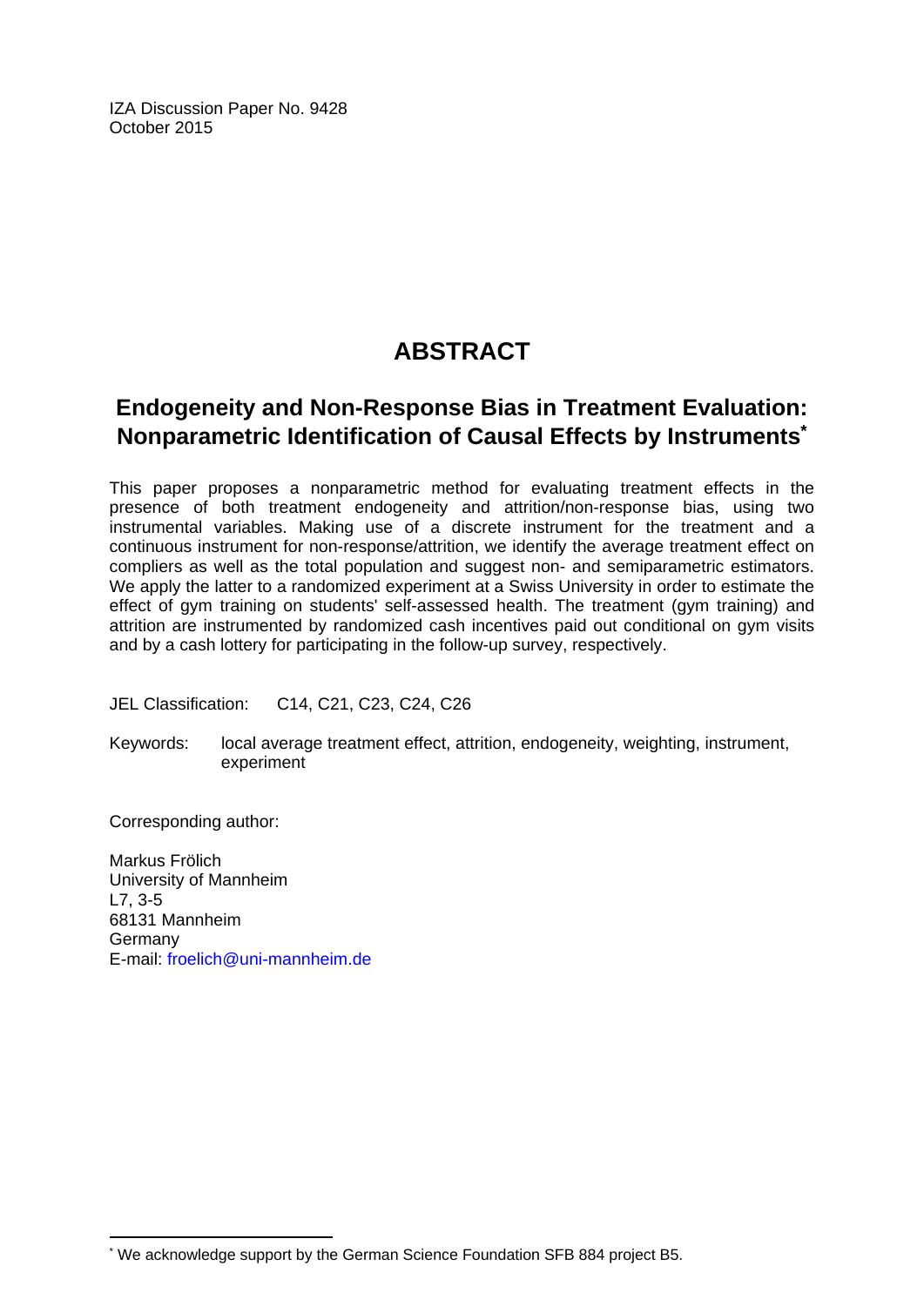IZA Discussion Paper No. 9428
October 2015

# ABSTRACT

## Endogeneity and Non-Response Bias in Treatment Evaluation: Nonparametric Identification of Causal Effects by Instruments[*]

This paper proposes a nonparametric method for evaluating treatment effects in the presence of both treatment endogeneity and attrition/non-response bias, using two instrumental variables. Making use of a discrete instrument for the treatment and a continuous instrument for non-response/attrition, we identify the average treatment effect on compliers as well as the total population and suggest non- and semiparametric estimators. We apply the latter to a randomized experiment at a Swiss University in order to estimate the effect of gym training on students' self-assessed health. The treatment (gym training) and attrition are instrumented by randomized cash incentives paid out conditional on gym visits and by a cash lottery for participating in the follow-up survey, respectively.

JEL Classification: C14, C21, C23, C24, C26

Keywords: local average treatment effect, attrition, endogeneity, weighting, instrument, experiment

Corresponding author:

Markus Frölich
University of Mannheim
L7, 3-5
68131 Mannheim
Germany
E-mail: froelich@uni-mannheim.de

[*] We acknowledge support by the German Science Foundation SFB 884 project B5.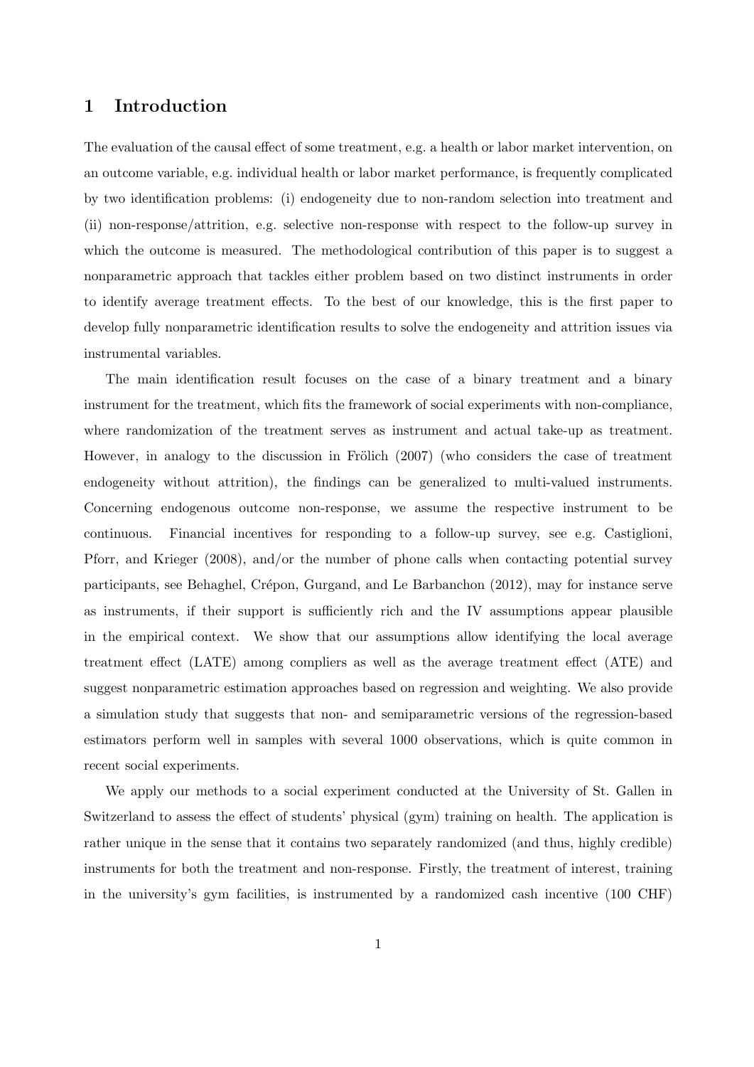# 1 Introduction

The evaluation of the causal effect of some treatment, e.g. a health or labor market intervention, on an outcome variable, e.g. individual health or labor market performance, is frequently complicated by two identification problems: (i) endogeneity due to non-random selection into treatment and (ii) non-response/attrition, e.g. selective non-response with respect to the follow-up survey in which the outcome is measured. The methodological contribution of this paper is to suggest a nonparametric approach that tackles either problem based on two distinct instruments in order to identify average treatment effects. To the best of our knowledge, this is the first paper to develop fully nonparametric identification results to solve the endogeneity and attrition issues via instrumental variables.

The main identification result focuses on the case of a binary treatment and a binary instrument for the treatment, which fits the framework of social experiments with non-compliance, where randomization of the treatment serves as instrument and actual take-up as treatment. However, in analogy to the discussion in Frölich (2007) (who considers the case of treatment endogeneity without attrition), the findings can be generalized to multi-valued instruments. Concerning endogenous outcome non-response, we assume the respective instrument to be continuous. Financial incentives for responding to a follow-up survey, see e.g. Castiglioni, Pforr, and Krieger (2008), and/or the number of phone calls when contacting potential survey participants, see Behaghel, Crépon, Gurgand, and Le Barbanchon (2012), may for instance serve as instruments, if their support is sufficiently rich and the IV assumptions appear plausible in the empirical context. We show that our assumptions allow identifying the local average treatment effect (LATE) among compliers as well as the average treatment effect (ATE) and suggest nonparametric estimation approaches based on regression and weighting. We also provide a simulation study that suggests that non- and semiparametric versions of the regression-based estimators perform well in samples with several 1000 observations, which is quite common in recent social experiments.

We apply our methods to a social experiment conducted at the University of St. Gallen in Switzerland to assess the effect of students' physical (gym) training on health. The application is rather unique in the sense that it contains two separately randomized (and thus, highly credible) instruments for both the treatment and non-response. Firstly, the treatment of interest, training in the university's gym facilities, is instrumented by a randomized cash incentive (100 CHF)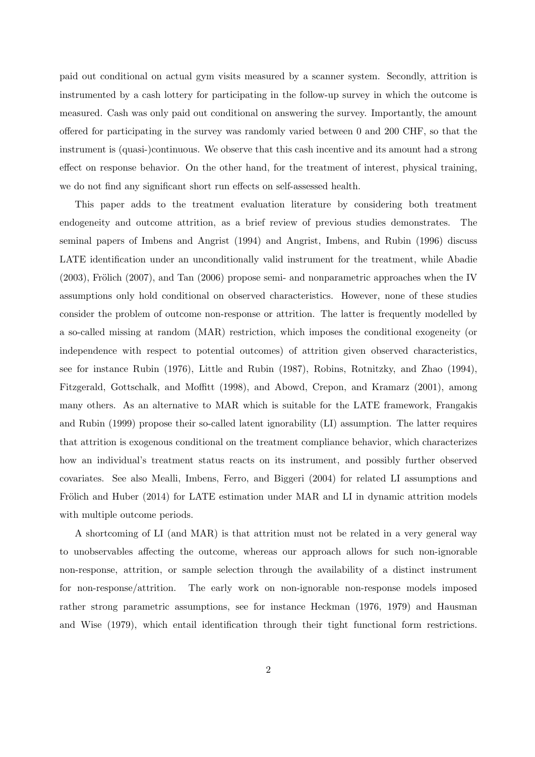paid out conditional on actual gym visits measured by a scanner system. Secondly, attrition is instrumented by a cash lottery for participating in the follow-up survey in which the outcome is measured. Cash was only paid out conditional on answering the survey. Importantly, the amount offered for participating in the survey was randomly varied between 0 and 200 CHF, so that the instrument is (quasi-)continuous. We observe that this cash incentive and its amount had a strong effect on response behavior. On the other hand, for the treatment of interest, physical training, we do not find any significant short run effects on self-assessed health.

This paper adds to the treatment evaluation literature by considering both treatment endogeneity and outcome attrition, as a brief review of previous studies demonstrates. The seminal papers of Imbens and Angrist (1994) and Angrist, Imbens, and Rubin (1996) discuss LATE identification under an unconditionally valid instrument for the treatment, while Abadie (2003), Frölich (2007), and Tan (2006) propose semi- and nonparametric approaches when the IV assumptions only hold conditional on observed characteristics. However, none of these studies consider the problem of outcome non-response or attrition. The latter is frequently modelled by a so-called missing at random (MAR) restriction, which imposes the conditional exogeneity (or independence with respect to potential outcomes) of attrition given observed characteristics, see for instance Rubin (1976), Little and Rubin (1987), Robins, Rotnitzky, and Zhao (1994), Fitzgerald, Gottschalk, and Moffitt (1998), and Abowd, Crepon, and Kramarz (2001), among many others. As an alternative to MAR which is suitable for the LATE framework, Frangakis and Rubin (1999) propose their so-called latent ignorability (LI) assumption. The latter requires that attrition is exogenous conditional on the treatment compliance behavior, which characterizes how an individual's treatment status reacts on its instrument, and possibly further observed covariates. See also Mealli, Imbens, Ferro, and Biggeri (2004) for related LI assumptions and Frölich and Huber (2014) for LATE estimation under MAR and LI in dynamic attrition models with multiple outcome periods.

A shortcoming of LI (and MAR) is that attrition must not be related in a very general way to unobservables affecting the outcome, whereas our approach allows for such non-ignorable non-response, attrition, or sample selection through the availability of a distinct instrument for non-response/attrition. The early work on non-ignorable non-response models imposed rather strong parametric assumptions, see for instance Heckman (1976, 1979) and Hausman and Wise (1979), which entail identification through their tight functional form restrictions.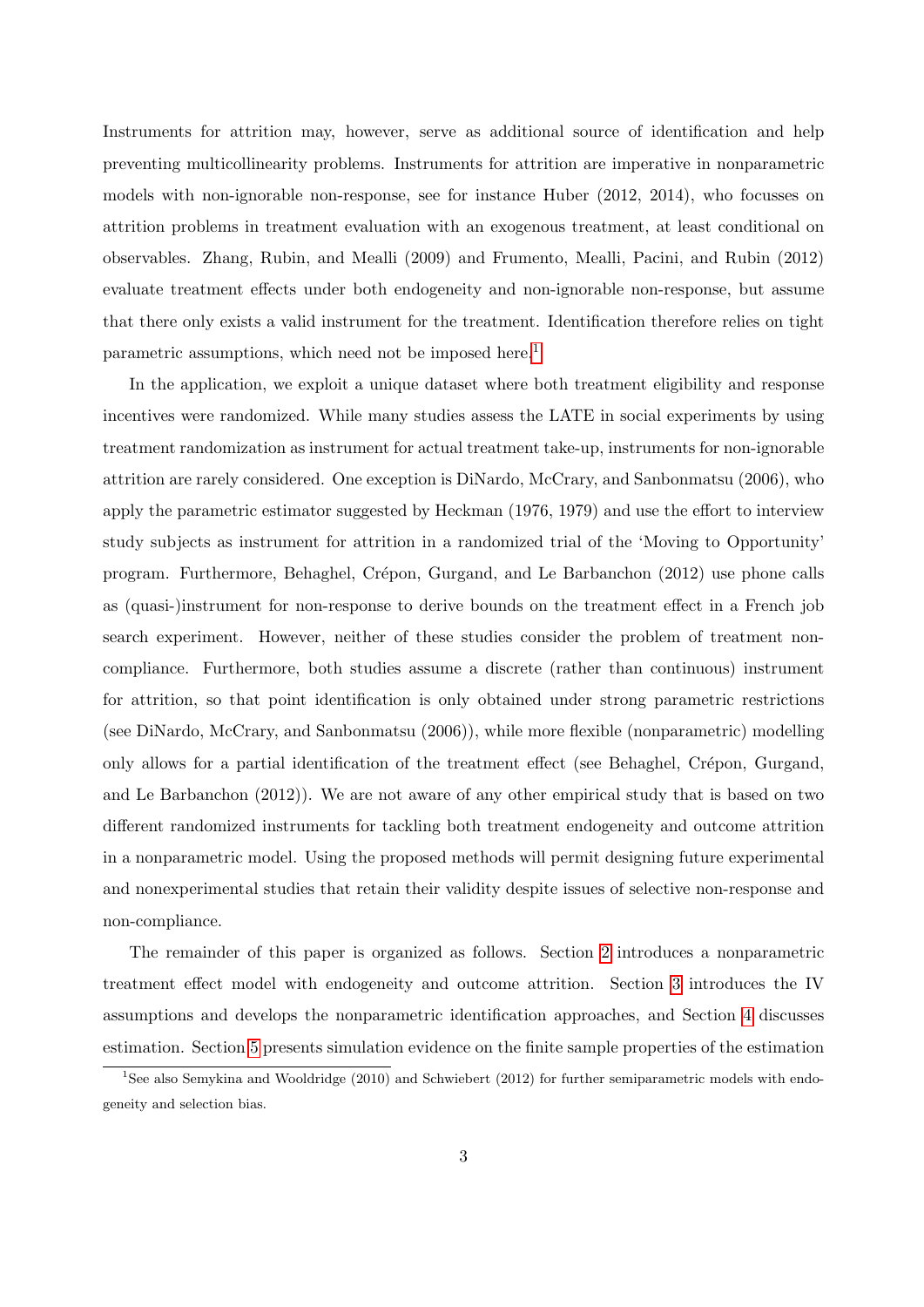Instruments for attrition may, however, serve as additional source of identification and help preventing multicollinearity problems. Instruments for attrition are imperative in nonparametric models with non-ignorable non-response, see for instance Huber (2012, 2014), who focusses on attrition problems in treatment evaluation with an exogenous treatment, at least conditional on observables. Zhang, Rubin, and Mealli (2009) and Frumento, Mealli, Pacini, and Rubin (2012) evaluate treatment effects under both endogeneity and non-ignorable non-response, but assume that there only exists a valid instrument for the treatment. Identification therefore relies on tight parametric assumptions, which need not be imposed here.[1]

In the application, we exploit a unique dataset where both treatment eligibility and response incentives were randomized. While many studies assess the LATE in social experiments by using treatment randomization as instrument for actual treatment take-up, instruments for non-ignorable attrition are rarely considered. One exception is DiNardo, McCrary, and Sanbonmatsu (2006), who apply the parametric estimator suggested by Heckman (1976, 1979) and use the effort to interview study subjects as instrument for attrition in a randomized trial of the 'Moving to Opportunity' program. Furthermore, Behaghel, Crépon, Gurgand, and Le Barbanchon (2012) use phone calls as (quasi-)instrument for non-response to derive bounds on the treatment effect in a French job search experiment. However, neither of these studies consider the problem of treatment non-compliance. Furthermore, both studies assume a discrete (rather than continuous) instrument for attrition, so that point identification is only obtained under strong parametric restrictions (see DiNardo, McCrary, and Sanbonmatsu (2006)), while more flexible (nonparametric) modelling only allows for a partial identification of the treatment effect (see Behaghel, Crépon, Gurgand, and Le Barbanchon (2012)). We are not aware of any other empirical study that is based on two different randomized instruments for tackling both treatment endogeneity and outcome attrition in a nonparametric model. Using the proposed methods will permit designing future experimental and nonexperimental studies that retain their validity despite issues of selective non-response and non-compliance.

The remainder of this paper is organized as follows. Section 2 introduces a nonparametric treatment effect model with endogeneity and outcome attrition. Section 3 introduces the IV assumptions and develops the nonparametric identification approaches, and Section 4 discusses estimation. Section 5 presents simulation evidence on the finite sample properties of the estimation

[1] See also Semykina and Wooldridge (2010) and Schwiebert (2012) for further semiparametric models with endogeneity and selection bias.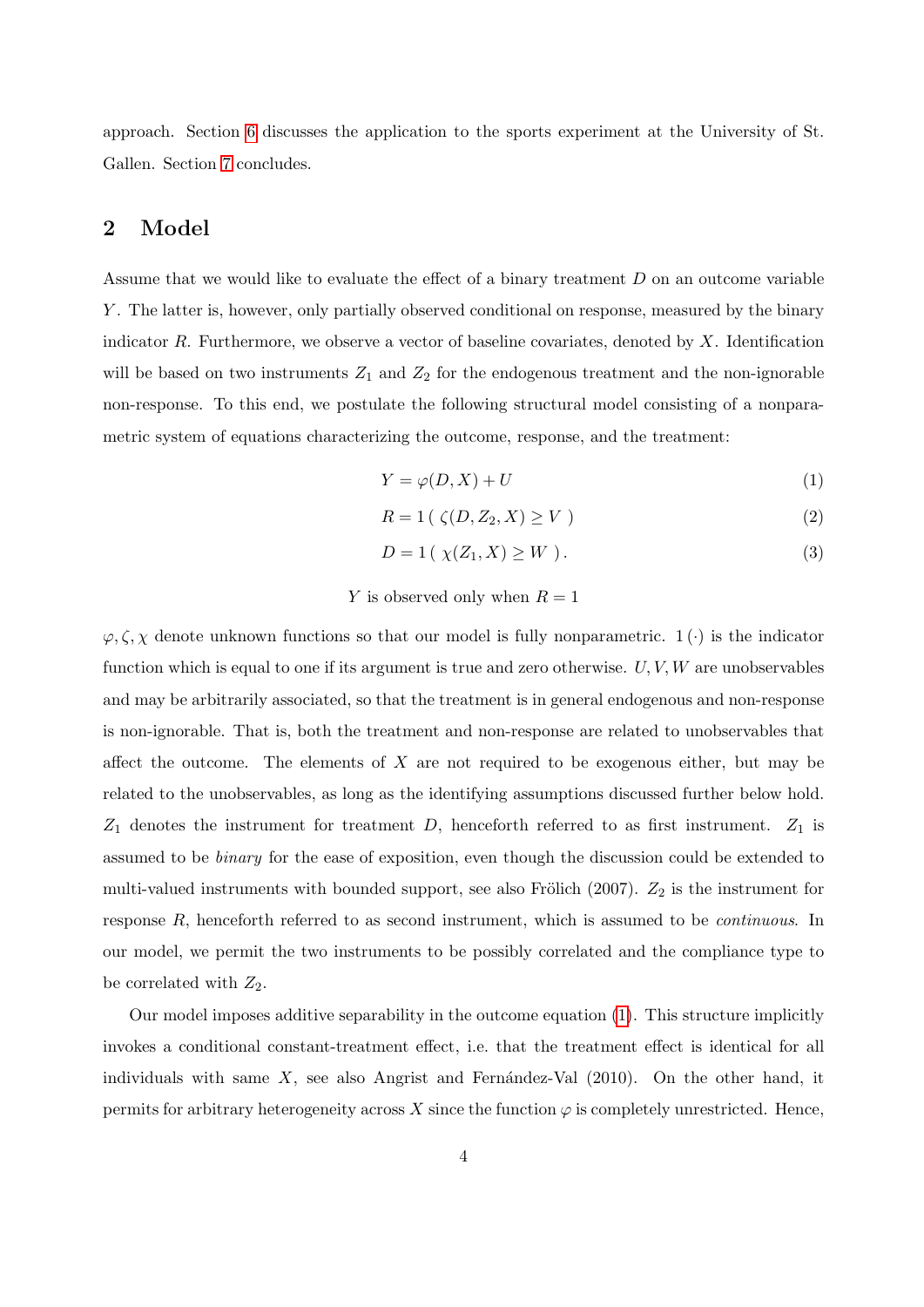approach. Section 6 discusses the application to the sports experiment at the University of St. Gallen. Section 7 concludes.

## 2 Model

Assume that we would like to evaluate the effect of a binary treatment $D$ on an outcome variable $Y$. The latter is, however, only partially observed conditional on response, measured by the binary indicator $R$. Furthermore, we observe a vector of baseline covariates, denoted by $X$. Identification will be based on two instruments $Z_1$ and $Z_2$ for the endogenous treatment and the non-ignorable non-response. To this end, we postulate the following structural model consisting of a nonparametric system of equations characterizing the outcome, response, and the treatment:

$$Y = \varphi(D, X) + U \tag{1}$$

$$R = 1\,(\ \zeta(D, Z_2, X) \geq V\ ) \tag{2}$$

$$D = 1\,(\ \chi(Z_1, X) \geq W\ ). \tag{3}$$

$$Y \text{ is observed only when } R = 1$$

$\varphi, \zeta, \chi$ denote unknown functions so that our model is fully nonparametric. $1\,(\cdot)$ is the indicator function which is equal to one if its argument is true and zero otherwise. $U, V, W$ are unobservables and may be arbitrarily associated, so that the treatment is in general endogenous and non-response is non-ignorable. That is, both the treatment and non-response are related to unobservables that affect the outcome. The elements of $X$ are not required to be exogenous either, but may be related to the unobservables, as long as the identifying assumptions discussed further below hold. $Z_1$ denotes the instrument for treatment $D$, henceforth referred to as first instrument. $Z_1$ is assumed to be *binary* for the ease of exposition, even though the discussion could be extended to multi-valued instruments with bounded support, see also Frölich (2007). $Z_2$ is the instrument for response $R$, henceforth referred to as second instrument, which is assumed to be *continuous*. In our model, we permit the two instruments to be possibly correlated and the compliance type to be correlated with $Z_2$.

Our model imposes additive separability in the outcome equation (1). This structure implicitly invokes a conditional constant-treatment effect, i.e. that the treatment effect is identical for all individuals with same $X$, see also Angrist and Fernández-Val (2010). On the other hand, it permits for arbitrary heterogeneity across $X$ since the function $\varphi$ is completely unrestricted. Hence,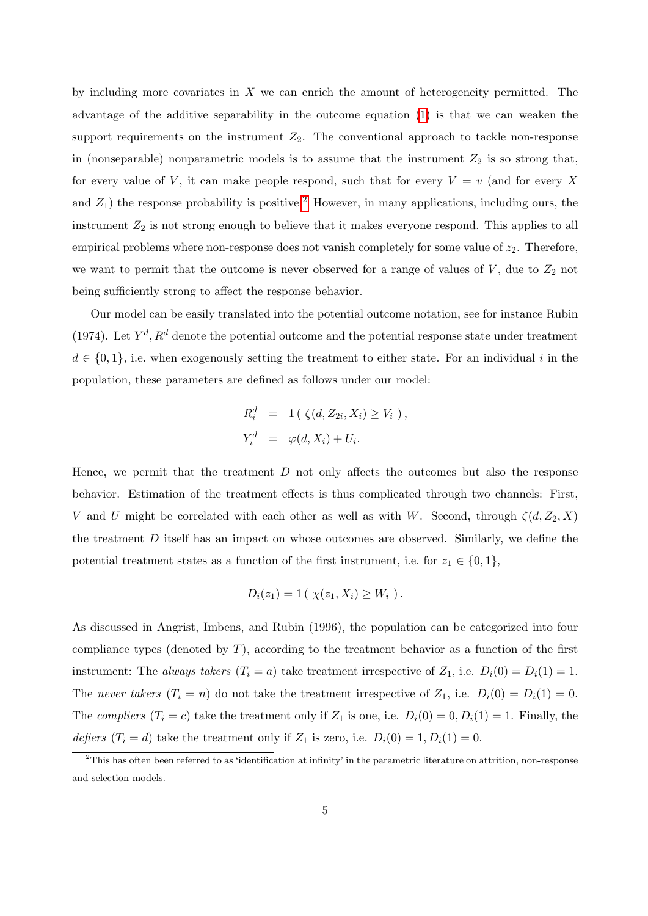by including more covariates in $X$ we can enrich the amount of heterogeneity permitted. The advantage of the additive separability in the outcome equation (1) is that we can weaken the support requirements on the instrument $Z_2$. The conventional approach to tackle non-response in (nonseparable) nonparametric models is to assume that the instrument $Z_2$ is so strong that, for every value of $V$, it can make people respond, such that for every $V = v$ (and for every $X$ and $Z_1$) the response probability is positive.[2] However, in many applications, including ours, the instrument $Z_2$ is not strong enough to believe that it makes everyone respond. This applies to all empirical problems where non-response does not vanish completely for some value of $z_2$. Therefore, we want to permit that the outcome is never observed for a range of values of $V$, due to $Z_2$ not being sufficiently strong to affect the response behavior.

Our model can be easily translated into the potential outcome notation, see for instance Rubin (1974). Let $Y^d, R^d$ denote the potential outcome and the potential response state under treatment $d \in \{0, 1\}$, i.e. when exogenously setting the treatment to either state. For an individual $i$ in the population, these parameters are defined as follows under our model:

$$
\begin{aligned}
R_i^d &= 1\left( \zeta(d, Z_{2i}, X_i) \geq V_i \right), \\
Y_i^d &= \varphi(d, X_i) + U_i.
\end{aligned}
$$

Hence, we permit that the treatment $D$ not only affects the outcomes but also the response behavior. Estimation of the treatment effects is thus complicated through two channels: First, $V$ and $U$ might be correlated with each other as well as with $W$. Second, through $\zeta(d, Z_2, X)$ the treatment $D$ itself has an impact on whose outcomes are observed. Similarly, we define the potential treatment states as a function of the first instrument, i.e. for $z_1 \in \{0, 1\}$,

$$
D_i(z_1) = 1\left( \chi(z_1, X_i) \geq W_i \right).
$$

As discussed in Angrist, Imbens, and Rubin (1996), the population can be categorized into four compliance types (denoted by $T$), according to the treatment behavior as a function of the first instrument: The *always takers* ($T_i = a$) take treatment irrespective of $Z_1$, i.e. $D_i(0) = D_i(1) = 1$. The *never takers* ($T_i = n$) do not take the treatment irrespective of $Z_1$, i.e. $D_i(0) = D_i(1) = 0$. The *compliers* ($T_i = c$) take the treatment only if $Z_1$ is one, i.e. $D_i(0) = 0, D_i(1) = 1$. Finally, the *defiers* ($T_i = d$) take the treatment only if $Z_1$ is zero, i.e. $D_i(0) = 1, D_i(1) = 0$.

[2] This has often been referred to as 'identification at infinity' in the parametric literature on attrition, non-response and selection models.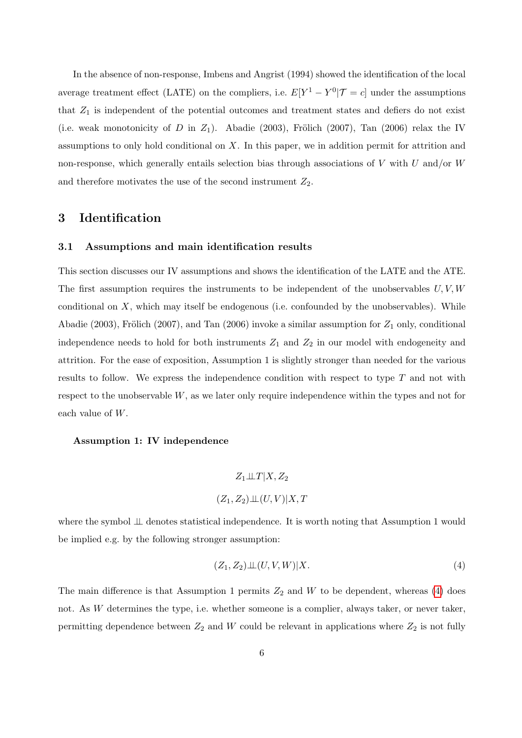In the absence of non-response, Imbens and Angrist (1994) showed the identification of the local average treatment effect (LATE) on the compliers, i.e. $E[Y^1 - Y^0|\mathcal{T} = c]$ under the assumptions that $Z_1$ is independent of the potential outcomes and treatment states and defiers do not exist (i.e. weak monotonicity of $D$ in $Z_1$). Abadie (2003), Frölich (2007), Tan (2006) relax the IV assumptions to only hold conditional on $X$. In this paper, we in addition permit for attrition and non-response, which generally entails selection bias through associations of $V$ with $U$ and/or $W$ and therefore motivates the use of the second instrument $Z_2$.

# 3 Identification

## 3.1 Assumptions and main identification results

This section discusses our IV assumptions and shows the identification of the LATE and the ATE. The first assumption requires the instruments to be independent of the unobservables $U, V, W$ conditional on $X$, which may itself be endogenous (i.e. confounded by the unobservables). While Abadie (2003), Frölich (2007), and Tan (2006) invoke a similar assumption for $Z_1$ only, conditional independence needs to hold for both instruments $Z_1$ and $Z_2$ in our model with endogeneity and attrition. For the ease of exposition, Assumption 1 is slightly stronger than needed for the various results to follow. We express the independence condition with respect to type $T$ and not with respect to the unobservable $W$, as we later only require independence within the types and not for each value of $W$.

**Assumption 1: IV independence**

$$Z_1 \perp\!\!\!\perp T | X, Z_2$$

$$(Z_1, Z_2) \perp\!\!\!\perp (U, V) | X, T$$

where the symbol $\perp\!\!\!\perp$ denotes statistical independence. It is worth noting that Assumption 1 would be implied e.g. by the following stronger assumption:

$$(Z_1, Z_2) \perp\!\!\!\perp (U, V, W) | X. \tag{4}$$

The main difference is that Assumption 1 permits $Z_2$ and $W$ to be dependent, whereas (4) does not. As $W$ determines the type, i.e. whether someone is a complier, always taker, or never taker, permitting dependence between $Z_2$ and $W$ could be relevant in applications where $Z_2$ is not fully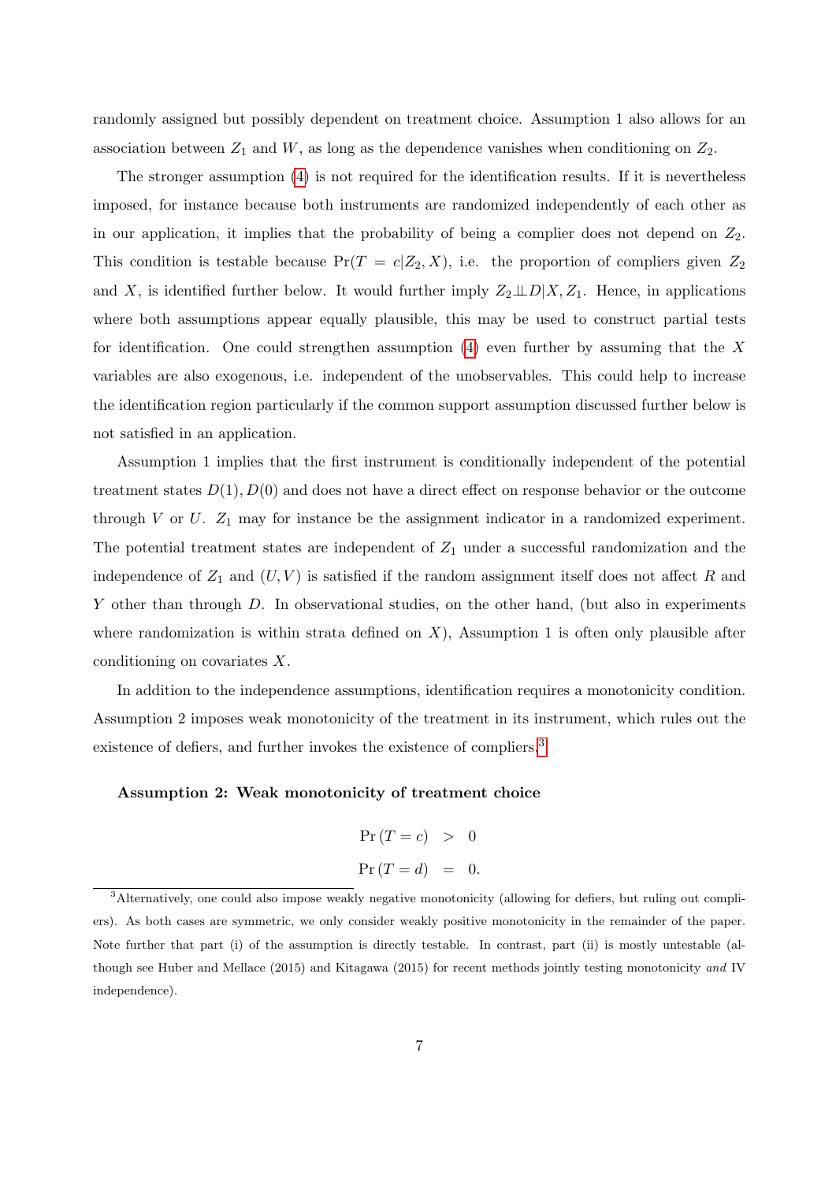randomly assigned but possibly dependent on treatment choice. Assumption 1 also allows for an association between $Z_1$ and $W$, as long as the dependence vanishes when conditioning on $Z_2$.

The stronger assumption (4) is not required for the identification results. If it is nevertheless imposed, for instance because both instruments are randomized independently of each other as in our application, it implies that the probability of being a complier does not depend on $Z_2$. This condition is testable because $\Pr(T = c|Z_2, X)$, i.e. the proportion of compliers given $Z_2$ and $X$, is identified further below. It would further imply $Z_2 \perp\!\!\!\perp D|X, Z_1$. Hence, in applications where both assumptions appear equally plausible, this may be used to construct partial tests for identification. One could strengthen assumption (4) even further by assuming that the $X$ variables are also exogenous, i.e. independent of the unobservables. This could help to increase the identification region particularly if the common support assumption discussed further below is not satisfied in an application.

Assumption 1 implies that the first instrument is conditionally independent of the potential treatment states $D(1), D(0)$ and does not have a direct effect on response behavior or the outcome through $V$ or $U$. $Z_1$ may for instance be the assignment indicator in a randomized experiment. The potential treatment states are independent of $Z_1$ under a successful randomization and the independence of $Z_1$ and $(U, V)$ is satisfied if the random assignment itself does not affect $R$ and $Y$ other than through $D$. In observational studies, on the other hand, (but also in experiments where randomization is within strata defined on $X$), Assumption 1 is often only plausible after conditioning on covariates $X$.

In addition to the independence assumptions, identification requires a monotonicity condition. Assumption 2 imposes weak monotonicity of the treatment in its instrument, which rules out the existence of defiers, and further invokes the existence of compliers.[3]

**Assumption 2: Weak monotonicity of treatment choice**

$$\Pr(T = c) > 0$$
$$\Pr(T = d) = 0.$$

[3] Alternatively, one could also impose weakly negative monotonicity (allowing for defiers, but ruling out compliers). As both cases are symmetric, we only consider weakly positive monotonicity in the remainder of the paper. Note further that part (i) of the assumption is directly testable. In contrast, part (ii) is mostly untestable (although see Huber and Mellace (2015) and Kitagawa (2015) for recent methods jointly testing monotonicity *and* IV independence).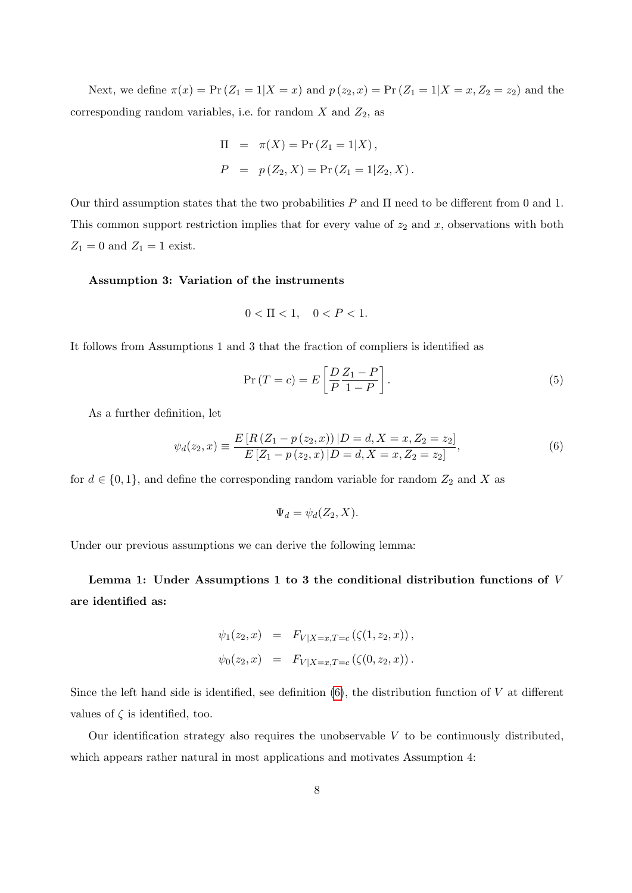Next, we define $\pi(x) = \Pr(Z_1 = 1|X = x)$ and $p(z_2, x) = \Pr(Z_1 = 1|X = x, Z_2 = z_2)$ and the corresponding random variables, i.e. for random $X$ and $Z_2$, as

$$
\begin{aligned}
\Pi &= \pi(X) = \Pr(Z_1 = 1|X), \\
P &= p(Z_2, X) = \Pr(Z_1 = 1|Z_2, X).
\end{aligned}
$$

Our third assumption states that the two probabilities $P$ and $\Pi$ need to be different from 0 and 1. This common support restriction implies that for every value of $z_2$ and $x$, observations with both $Z_1 = 0$ and $Z_1 = 1$ exist.

**Assumption 3: Variation of the instruments**

$$
0 < \Pi < 1, \quad 0 < P < 1.
$$

It follows from Assumptions 1 and 3 that the fraction of compliers is identified as

$$
\Pr(T = c) = E\left[\frac{D}{P}\frac{Z_1 - P}{1 - P}\right]. \tag{5}
$$

As a further definition, let

$$
\psi_d(z_2, x) \equiv \frac{E\left[R\left(Z_1 - p(z_2, x)\right)|D = d, X = x, Z_2 = z_2\right]}{E\left[Z_1 - p(z_2, x)|D = d, X = x, Z_2 = z_2\right]}, \tag{6}
$$

for $d \in \{0, 1\}$, and define the corresponding random variable for random $Z_2$ and $X$ as

$$
\Psi_d = \psi_d(Z_2, X).
$$

Under our previous assumptions we can derive the following lemma:

**Lemma 1: Under Assumptions 1 to 3 the conditional distribution functions of $V$ are identified as:**

$$
\begin{aligned}
\psi_1(z_2, x) &= F_{V|X=x, T=c}\left(\zeta(1, z_2, x)\right), \\
\psi_0(z_2, x) &= F_{V|X=x, T=c}\left(\zeta(0, z_2, x)\right).
\end{aligned}
$$

Since the left hand side is identified, see definition (6), the distribution function of $V$ at different values of $\zeta$ is identified, too.

Our identification strategy also requires the unobservable $V$ to be continuously distributed, which appears rather natural in most applications and motivates Assumption 4: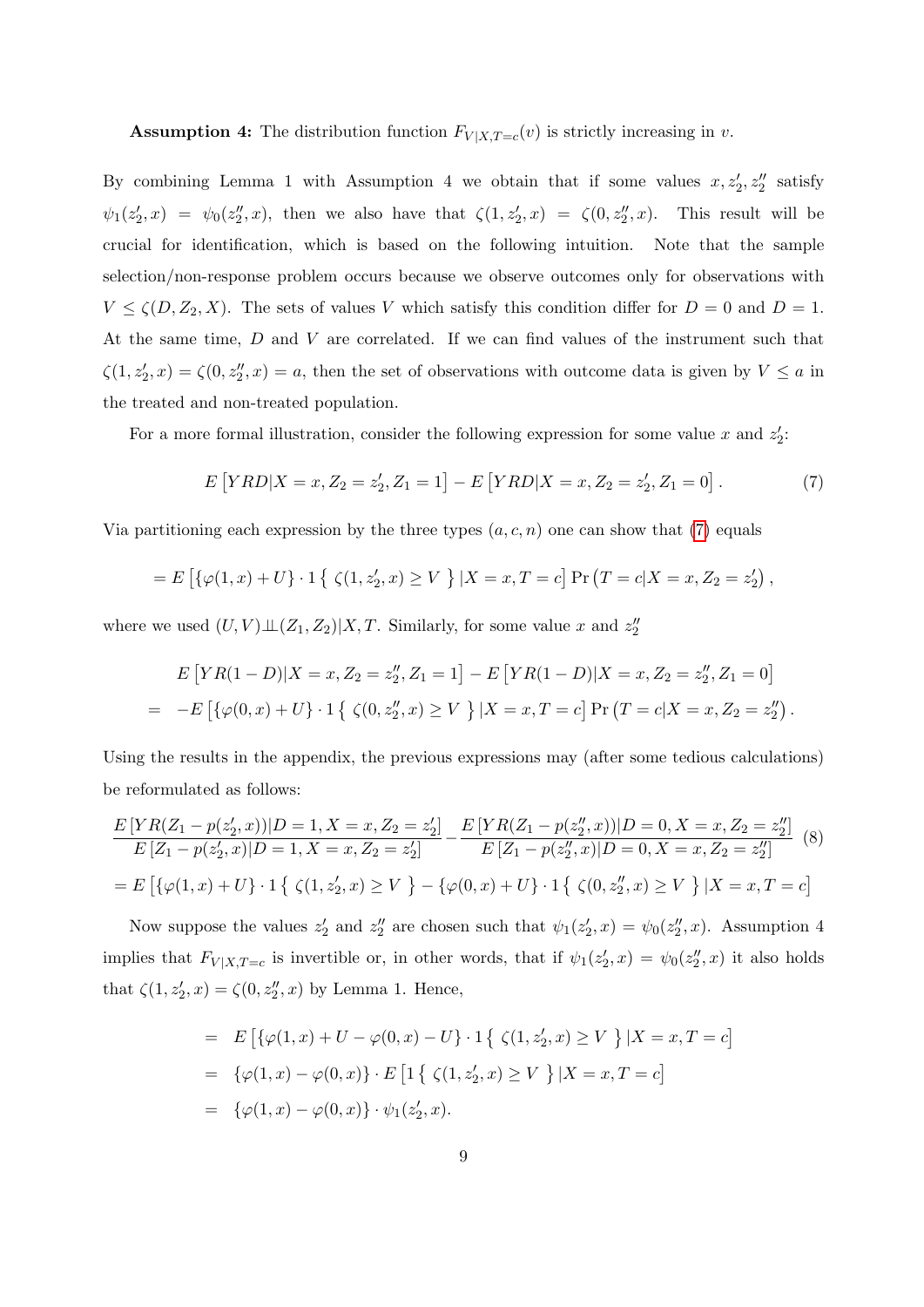**Assumption 4:** The distribution function $F_{V|X,T=c}(v)$ is strictly increasing in $v$.

By combining Lemma 1 with Assumption 4 we obtain that if some values $x, z_2', z_2''$ satisfy $\psi_1(z_2', x) = \psi_0(z_2'', x)$, then we also have that $\zeta(1, z_2', x) = \zeta(0, z_2'', x)$. This result will be crucial for identification, which is based on the following intuition. Note that the sample selection/non-response problem occurs because we observe outcomes only for observations with $V \leq \zeta(D, Z_2, X)$. The sets of values $V$ which satisfy this condition differ for $D = 0$ and $D = 1$. At the same time, $D$ and $V$ are correlated. If we can find values of the instrument such that $\zeta(1, z_2', x) = \zeta(0, z_2'', x) = a$, then the set of observations with outcome data is given by $V \leq a$ in the treated and non-treated population.

For a more formal illustration, consider the following expression for some value $x$ and $z_2'$:

$$E\left[YRD|X = x, Z_2 = z_2', Z_1 = 1\right] - E\left[YRD|X = x, Z_2 = z_2', Z_1 = 0\right]. \tag{7}$$

Via partitioning each expression by the three types $(a, c, n)$ one can show that (7) equals

$$= E\left[\{\varphi(1, x) + U\} \cdot 1\left\{\ \zeta(1, z_2', x) \geq V\ \right\}|X = x, T = c\right] \Pr\left(T = c|X = x, Z_2 = z_2'\right),$$

where we used $(U, V) \perp\!\!\!\perp (Z_1, Z_2)|X, T$. Similarly, for some value $x$ and $z_2''$

$$\begin{aligned}
& E\left[YR(1-D)|X = x, Z_2 = z_2'', Z_1 = 1\right] - E\left[YR(1-D)|X = x, Z_2 = z_2'', Z_1 = 0\right] \\
= & -E\left[\{\varphi(0, x) + U\} \cdot 1\left\{\ \zeta(0, z_2'', x) \geq V\ \right\}|X = x, T = c\right] \Pr\left(T = c|X = x, Z_2 = z_2''\right).
\end{aligned}$$

Using the results in the appendix, the previous expressions may (after some tedious calculations) be reformulated as follows:

$$\begin{aligned}
& \frac{E\left[YR(Z_1 - p(z_2', x))|D = 1, X = x, Z_2 = z_2'\right]}{E\left[Z_1 - p(z_2', x)|D = 1, X = x, Z_2 = z_2'\right]} - \frac{E\left[YR(Z_1 - p(z_2'', x))|D = 0, X = x, Z_2 = z_2''\right]}{E\left[Z_1 - p(z_2'', x)|D = 0, X = x, Z_2 = z_2''\right]} \\
& = E\left[\{\varphi(1, x) + U\} \cdot 1\left\{\ \zeta(1, z_2', x) \geq V\ \right\} - \{\varphi(0, x) + U\} \cdot 1\left\{\ \zeta(0, z_2'', x) \geq V\ \right\}|X = x, T = c\right]
\end{aligned} \tag{8}$$

Now suppose the values $z_2'$ and $z_2''$ are chosen such that $\psi_1(z_2', x) = \psi_0(z_2'', x)$. Assumption 4 implies that $F_{V|X,T=c}$ is invertible or, in other words, that if $\psi_1(z_2', x) = \psi_0(z_2'', x)$ it also holds that $\zeta(1, z_2', x) = \zeta(0, z_2'', x)$ by Lemma 1. Hence,

$$\begin{aligned}
& = E\left[\{\varphi(1, x) + U - \varphi(0, x) - U\} \cdot 1\left\{\ \zeta(1, z_2', x) \geq V\ \right\}|X = x, T = c\right] \\
& = \{\varphi(1, x) - \varphi(0, x)\} \cdot E\left[1\left\{\ \zeta(1, z_2', x) \geq V\ \right\}|X = x, T = c\right] \\
& = \{\varphi(1, x) - \varphi(0, x)\} \cdot \psi_1(z_2', x).
\end{aligned}$$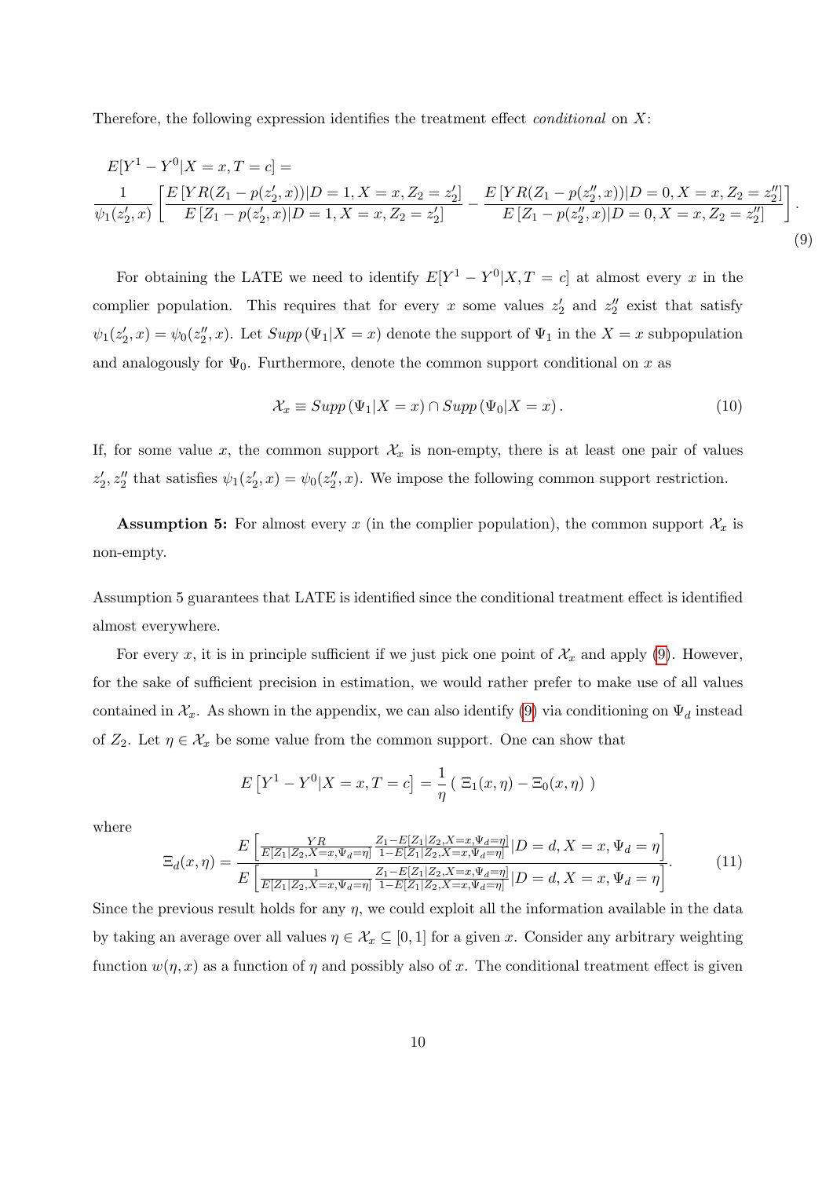Therefore, the following expression identifies the treatment effect *conditional* on $X$:

$$
E[Y^1 - Y^0|X = x, T = c] = \frac{1}{\psi_1(z_2', x)} \left[ \frac{E\left[YR(Z_1 - p(z_2', x))|D = 1, X = x, Z_2 = z_2'\right]}{E\left[Z_1 - p(z_2', x)|D = 1, X = x, Z_2 = z_2'\right]} - \frac{E\left[YR(Z_1 - p(z_2'', x))|D = 0, X = x, Z_2 = z_2''\right]}{E\left[Z_1 - p(z_2'', x)|D = 0, X = x, Z_2 = z_2''\right]} \right]. \tag{9}
$$

For obtaining the LATE we need to identify $E[Y^1 - Y^0|X, T = c]$ at almost every $x$ in the complier population. This requires that for every $x$ some values $z_2'$ and $z_2''$ exist that satisfy $\psi_1(z_2', x) = \psi_0(z_2'', x)$. Let $Supp\,(\Psi_1|X = x)$ denote the support of $\Psi_1$ in the $X = x$ subpopulation and analogously for $\Psi_0$. Furthermore, denote the common support conditional on $x$ as

$$
\mathcal{X}_x \equiv Supp\,(\Psi_1|X = x) \cap Supp\,(\Psi_0|X = x)\,. \tag{10}
$$

If, for some value $x$, the common support $\mathcal{X}_x$ is non-empty, there is at least one pair of values $z_2', z_2''$ that satisfies $\psi_1(z_2', x) = \psi_0(z_2'', x)$. We impose the following common support restriction.

**Assumption 5:** For almost every $x$ (in the complier population), the common support $\mathcal{X}_x$ is non-empty.

Assumption 5 guarantees that LATE is identified since the conditional treatment effect is identified almost everywhere.

For every $x$, it is in principle sufficient if we just pick one point of $\mathcal{X}_x$ and apply (9). However, for the sake of sufficient precision in estimation, we would rather prefer to make use of all values contained in $\mathcal{X}_x$. As shown in the appendix, we can also identify (9) via conditioning on $\Psi_d$ instead of $Z_2$. Let $\eta \in \mathcal{X}_x$ be some value from the common support. One can show that

$$
E\left[Y^1 - Y^0|X = x, T = c\right] = \frac{1}{\eta}\left(\,\Xi_1(x, \eta) - \Xi_0(x, \eta)\,\right)
$$

where

$$
\Xi_d(x, \eta) = \frac{E\left[\frac{YR}{E[Z_1|Z_2, X=x, \Psi_d=\eta]} \frac{Z_1 - E[Z_1|Z_2, X=x, \Psi_d=\eta]}{1 - E[Z_1|Z_2, X=x, \Psi_d=\eta]}|D = d, X = x, \Psi_d = \eta\right]}{E\left[\frac{1}{E[Z_1|Z_2, X=x, \Psi_d=\eta]} \frac{Z_1 - E[Z_1|Z_2, X=x, \Psi_d=\eta]}{1 - E[Z_1|Z_2, X=x, \Psi_d=\eta]}|D = d, X = x, \Psi_d = \eta\right]}. \tag{11}
$$

Since the previous result holds for any $\eta$, we could exploit all the information available in the data by taking an average over all values $\eta \in \mathcal{X}_x \subseteq [0, 1]$ for a given $x$. Consider any arbitrary weighting function $w(\eta, x)$ as a function of $\eta$ and possibly also of $x$. The conditional treatment effect is given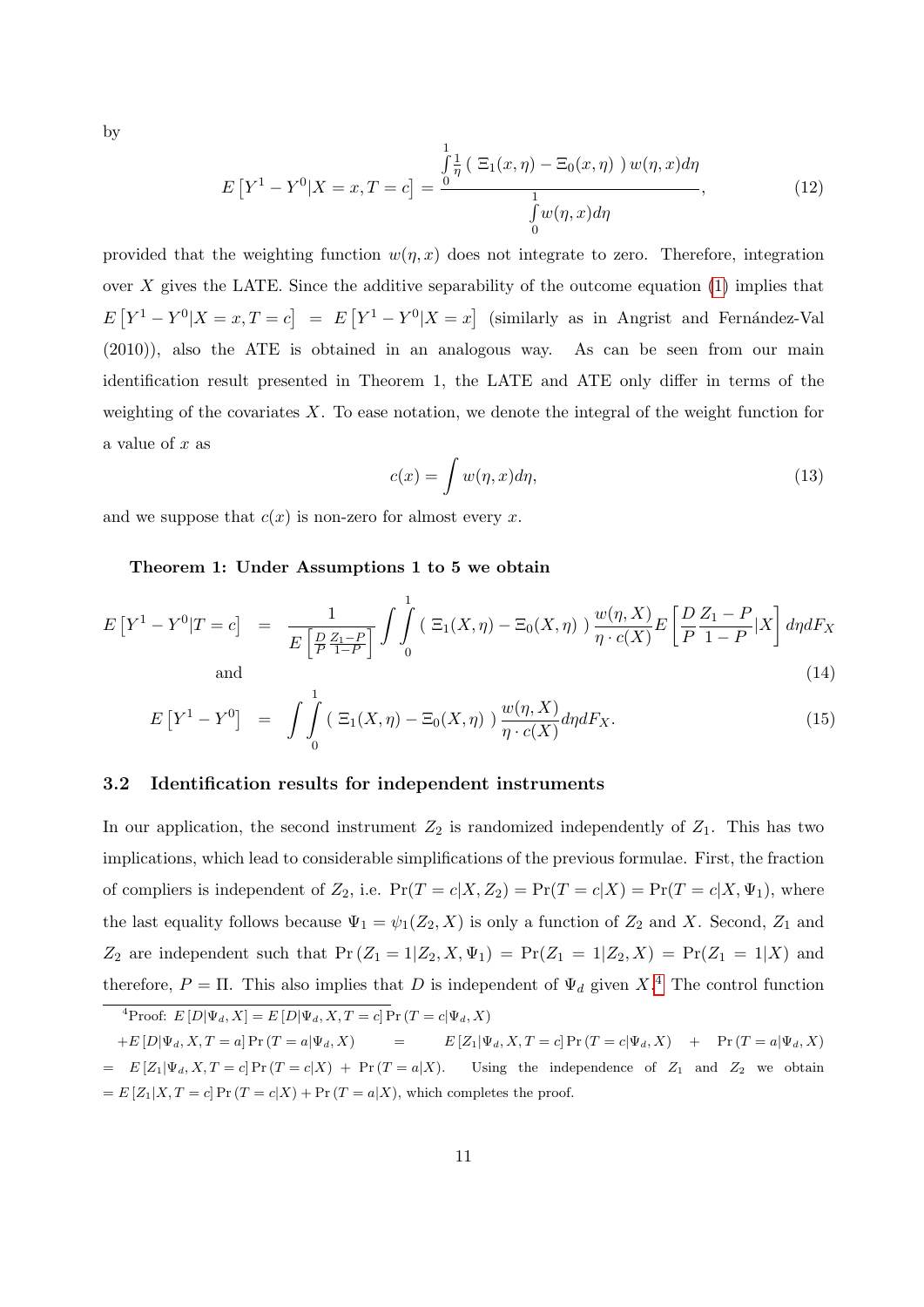by

$$E\left[Y^1 - Y^0 | X = x, T = c\right] = \frac{\int_0^1 \frac{1}{\eta} \left( \Xi_1(x,\eta) - \Xi_0(x,\eta) \right) w(\eta, x) d\eta}{\int_0^1 w(\eta, x) d\eta}, \tag{12}$$

provided that the weighting function $w(\eta, x)$ does not integrate to zero. Therefore, integration over $X$ gives the LATE. Since the additive separability of the outcome equation (1) implies that $E\left[Y^1 - Y^0 | X = x, T = c\right] = E\left[Y^1 - Y^0 | X = x\right]$ (similarly as in Angrist and Fernández-Val (2010)), also the ATE is obtained in an analogous way. As can be seen from our main identification result presented in Theorem 1, the LATE and ATE only differ in terms of the weighting of the covariates $X$. To ease notation, we denote the integral of the weight function for a value of $x$ as

$$c(x) = \int w(\eta, x) d\eta, \tag{13}$$

and we suppose that $c(x)$ is non-zero for almost every $x$.

**Theorem 1: Under Assumptions 1 to 5 we obtain**

$$E\left[Y^1 - Y^0 | T = c\right] = \frac{1}{E\left[\frac{D}{P}\frac{Z_1 - P}{1-P}\right]} \int \int_0^1 \left( \Xi_1(X,\eta) - \Xi_0(X,\eta) \right) \frac{w(\eta, X)}{\eta \cdot c(X)} E\left[\frac{D}{P}\frac{Z_1 - P}{1-P} | X\right] d\eta dF_X$$

and (14)

$$E\left[Y^1 - Y^0\right] = \int \int_0^1 \left( \Xi_1(X,\eta) - \Xi_0(X,\eta) \right) \frac{w(\eta, X)}{\eta \cdot c(X)} d\eta dF_X. \tag{15}$$

### 3.2 Identification results for independent instruments

In our application, the second instrument $Z_2$ is randomized independently of $Z_1$. This has two implications, which lead to considerable simplifications of the previous formulae. First, the fraction of compliers is independent of $Z_2$, i.e. $\Pr(T = c|X, Z_2) = \Pr(T = c|X) = \Pr(T = c|X, \Psi_1)$, where the last equality follows because $\Psi_1 = \psi_1(Z_2, X)$ is only a function of $Z_2$ and $X$. Second, $Z_1$ and $Z_2$ are independent such that $\Pr(Z_1 = 1|Z_2, X, \Psi_1) = \Pr(Z_1 = 1|Z_2, X) = \Pr(Z_1 = 1|X)$ and therefore, $P = \Pi$. This also implies that $D$ is independent of $\Psi_d$ given $X$.[4] The control function

[4] Proof: $E[D|\Psi_d, X] = E[D|\Psi_d, X, T = c] \Pr(T = c|\Psi_d, X)$ $+ E[D|\Psi_d, X, T = a] \Pr(T = a|\Psi_d, X) = E[Z_1|\Psi_d, X, T = c] \Pr(T = c|\Psi_d, X) + \Pr(T = a|\Psi_d, X)$ $= E[Z_1|\Psi_d, X, T = c] \Pr(T = c|X) + \Pr(T = a|X)$. Using the independence of $Z_1$ and $Z_2$ we obtain $= E[Z_1|X, T = c] \Pr(T = c|X) + \Pr(T = a|X)$, which completes the proof.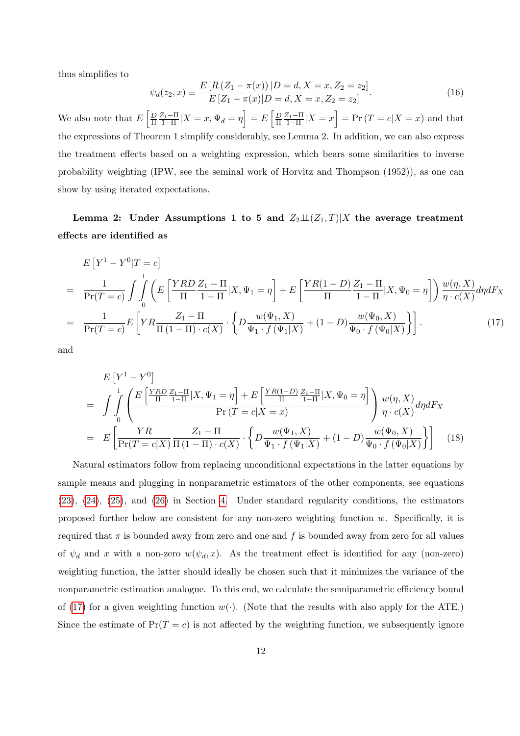thus simplifies to

$$\psi_d(z_2, x) \equiv \frac{E\left[R\left(Z_1 - \pi(x)\right)|D = d, X = x, Z_2 = z_2\right]}{E\left[Z_1 - \pi(x)|D = d, X = x, Z_2 = z_2\right]}. \tag{16}$$

We also note that $E\left[\frac{D}{\Pi}\frac{Z_1-\Pi}{1-\Pi}|X = x, \Psi_d = \eta\right] = E\left[\frac{D}{\Pi}\frac{Z_1-\Pi}{1-\Pi}|X = x\right] = \Pr\left(T = c|X = x\right)$ and that the expressions of Theorem 1 simplify considerably, see Lemma 2. In addition, we can also express the treatment effects based on a weighting expression, which bears some similarities to inverse probability weighting (IPW, see the seminal work of Horvitz and Thompson (1952)), as one can show by using iterated expectations.

**Lemma 2: Under Assumptions 1 to 5 and $Z_2 \perp\!\!\!\perp (Z_1, T)|X$ the average treatment effects are identified as**

$$\begin{aligned}
& E\left[Y^1 - Y^0|T = c\right] \\
= \; & \frac{1}{\Pr(T = c)} \int \int_0^1 \left( E\left[\frac{YRD}{\Pi}\frac{Z_1 - \Pi}{1 - \Pi}|X, \Psi_1 = \eta\right] + E\left[\frac{YR(1-D)}{\Pi}\frac{Z_1 - \Pi}{1 - \Pi}|X, \Psi_0 = \eta\right]\right) \frac{w(\eta, X)}{\eta \cdot c(X)} d\eta dF_X \\
= \; & \frac{1}{\Pr(T = c)} E\left[YR\frac{Z_1 - \Pi}{\Pi\left(1 - \Pi\right) \cdot c(X)} \cdot \left\{D\frac{w(\Psi_1, X)}{\Psi_1 \cdot f\left(\Psi_1|X\right)} + (1 - D)\frac{w(\Psi_0, X)}{\Psi_0 \cdot f\left(\Psi_0|X\right)}\right\}\right].
\end{aligned} \tag{17}$$

and

$$\begin{aligned}
& E\left[Y^1 - Y^0\right] \\
= \; & \int \int_0^1 \left( \frac{E\left[\frac{YRD}{\Pi}\frac{Z_1-\Pi}{1-\Pi}|X, \Psi_1 = \eta\right] + E\left[\frac{YR(1-D)}{\Pi}\frac{Z_1-\Pi}{1-\Pi}|X, \Psi_0 = \eta\right]}{\Pr\left(T = c|X = x\right)}\right) \frac{w(\eta, X)}{\eta \cdot c(X)} d\eta dF_X \\
= \; & E\left[\frac{YR}{\Pr(T = c|X)}\frac{Z_1 - \Pi}{\Pi\left(1 - \Pi\right) \cdot c(X)} \cdot \left\{D\frac{w(\Psi_1, X)}{\Psi_1 \cdot f\left(\Psi_1|X\right)} + (1 - D)\frac{w(\Psi_0, X)}{\Psi_0 \cdot f\left(\Psi_0|X\right)}\right\}\right]
\end{aligned} \tag{18}$$

Natural estimators follow from replacing unconditional expectations in the latter equations by sample means and plugging in nonparametric estimators of the other components, see equations (23), (24), (25), and (26) in Section 4. Under standard regularity conditions, the estimators proposed further below are consistent for any non-zero weighting function $w$. Specifically, it is required that $\pi$ is bounded away from zero and one and $f$ is bounded away from zero for all values of $\psi_d$ and $x$ with a non-zero $w(\psi_d, x)$. As the treatment effect is identified for any (non-zero) weighting function, the latter should ideally be chosen such that it minimizes the variance of the nonparametric estimation analogue. To this end, we calculate the semiparametric efficiency bound of (17) for a given weighting function $w(\cdot)$. (Note that the results with also apply for the ATE.) Since the estimate of $\Pr(T = c)$ is not affected by the weighting function, we subsequently ignore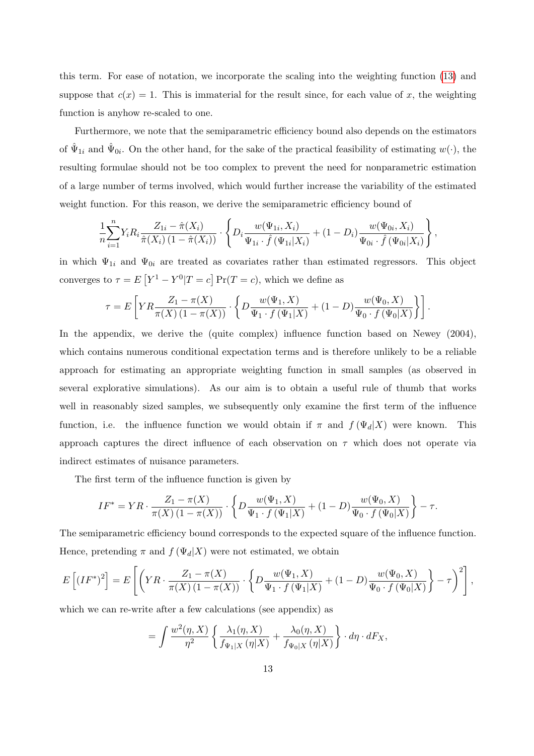this term. For ease of notation, we incorporate the scaling into the weighting function (13) and suppose that $c(x) = 1$. This is immaterial for the result since, for each value of $x$, the weighting function is anyhow re-scaled to one.

Furthermore, we note that the semiparametric efficiency bound also depends on the estimators of $\hat{\Psi}_{1i}$ and $\hat{\Psi}_{0i}$. On the other hand, for the sake of the practical feasibility of estimating $w(\cdot)$, the resulting formulae should not be too complex to prevent the need for nonparametric estimation of a large number of terms involved, which would further increase the variability of the estimated weight function. For this reason, we derive the semiparametric efficiency bound of

$$\frac{1}{n}\sum_{i=1}^{n} Y_i R_i \frac{Z_{1i} - \hat{\pi}(X_i)}{\hat{\pi}(X_i)\left(1 - \hat{\pi}(X_i)\right)} \cdot \left\{ D_i \frac{w(\Psi_{1i}, X_i)}{\Psi_{1i} \cdot \hat{f}\left(\Psi_{1i}|X_i\right)} + (1 - D_i) \frac{w(\Psi_{0i}, X_i)}{\Psi_{0i} \cdot \hat{f}\left(\Psi_{0i}|X_i\right)} \right\},$$

in which $\Psi_{1i}$ and $\Psi_{0i}$ are treated as covariates rather than estimated regressors. This object converges to $\tau = E\left[Y^1 - Y^0 | T = c\right] \Pr(T = c)$, which we define as

$$\tau = E\left[ YR \frac{Z_1 - \pi(X)}{\pi(X)\left(1 - \pi(X)\right)} \cdot \left\{ D \frac{w(\Psi_1, X)}{\Psi_1 \cdot f\left(\Psi_1|X\right)} + (1 - D) \frac{w(\Psi_0, X)}{\Psi_0 \cdot f\left(\Psi_0|X\right)} \right\} \right].$$

In the appendix, we derive the (quite complex) influence function based on Newey (2004), which contains numerous conditional expectation terms and is therefore unlikely to be a reliable approach for estimating an appropriate weighting function in small samples (as observed in several explorative simulations). As our aim is to obtain a useful rule of thumb that works well in reasonably sized samples, we subsequently only examine the first term of the influence function, i.e. the influence function we would obtain if $\pi$ and $f\left(\Psi_d|X\right)$ were known. This approach captures the direct influence of each observation on $\tau$ which does not operate via indirect estimates of nuisance parameters.

The first term of the influence function is given by

$$IF^* = YR \cdot \frac{Z_1 - \pi(X)}{\pi(X)\left(1 - \pi(X)\right)} \cdot \left\{ D \frac{w(\Psi_1, X)}{\Psi_1 \cdot f\left(\Psi_1|X\right)} + (1 - D) \frac{w(\Psi_0, X)}{\Psi_0 \cdot f\left(\Psi_0|X\right)} \right\} - \tau.$$

The semiparametric efficiency bound corresponds to the expected square of the influence function. Hence, pretending $\pi$ and $f\left(\Psi_d|X\right)$ were not estimated, we obtain

$$E\left[\left(IF^*\right)^2\right] = E\left[ \left( YR \cdot \frac{Z_1 - \pi(X)}{\pi(X)\left(1 - \pi(X)\right)} \cdot \left\{ D \frac{w(\Psi_1, X)}{\Psi_1 \cdot f\left(\Psi_1|X\right)} + (1 - D) \frac{w(\Psi_0, X)}{\Psi_0 \cdot f\left(\Psi_0|X\right)} \right\} - \tau \right)^2 \right],$$

which we can re-write after a few calculations (see appendix) as

$$= \int \frac{w^2(\eta, X)}{\eta^2} \left\{ \frac{\lambda_1(\eta, X)}{f_{\Psi_1|X}\left(\eta|X\right)} + \frac{\lambda_0(\eta, X)}{f_{\Psi_0|X}\left(\eta|X\right)} \right\} \cdot d\eta \cdot dF_X,$$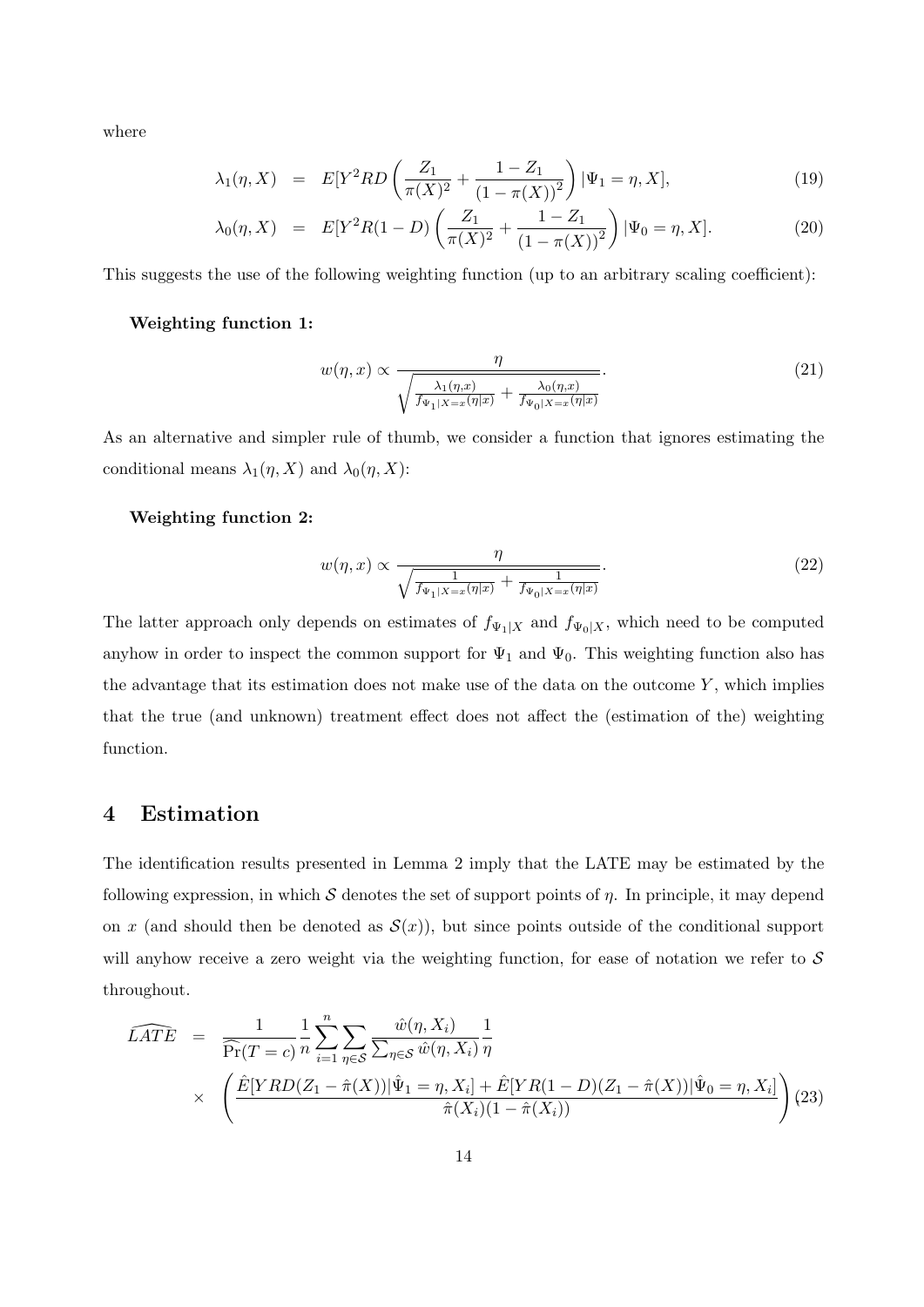where

$$\lambda_1(\eta, X) = E[Y^2 RD \left( \frac{Z_1}{\pi(X)^2} + \frac{1 - Z_1}{(1 - \pi(X))^2} \right) | \Psi_1 = \eta, X], \tag{19}$$

$$\lambda_0(\eta, X) = E[Y^2 R(1 - D) \left( \frac{Z_1}{\pi(X)^2} + \frac{1 - Z_1}{(1 - \pi(X))^2} \right) | \Psi_0 = \eta, X]. \tag{20}$$

This suggests the use of the following weighting function (up to an arbitrary scaling coefficient):

**Weighting function 1:**

$$w(\eta, x) \propto \frac{\eta}{\sqrt{\frac{\lambda_1(\eta,x)}{f_{\Psi_1|X=x}(\eta|x)} + \frac{\lambda_0(\eta,x)}{f_{\Psi_0|X=x}(\eta|x)}}}. \tag{21}$$

As an alternative and simpler rule of thumb, we consider a function that ignores estimating the conditional means $\lambda_1(\eta, X)$ and $\lambda_0(\eta, X)$:

**Weighting function 2:**

$$w(\eta, x) \propto \frac{\eta}{\sqrt{\frac{1}{f_{\Psi_1|X=x}(\eta|x)} + \frac{1}{f_{\Psi_0|X=x}(\eta|x)}}}. \tag{22}$$

The latter approach only depends on estimates of $f_{\Psi_1|X}$ and $f_{\Psi_0|X}$, which need to be computed anyhow in order to inspect the common support for $\Psi_1$ and $\Psi_0$. This weighting function also has the advantage that its estimation does not make use of the data on the outcome $Y$, which implies that the true (and unknown) treatment effect does not affect the (estimation of the) weighting function.

## 4 Estimation

The identification results presented in Lemma 2 imply that the LATE may be estimated by the following expression, in which $\mathcal{S}$ denotes the set of support points of $\eta$. In principle, it may depend on $x$ (and should then be denoted as $\mathcal{S}(x)$), but since points outside of the conditional support will anyhow receive a zero weight via the weighting function, for ease of notation we refer to $\mathcal{S}$ throughout.

$$\begin{aligned}\widehat{LATE} &= \frac{1}{\widehat{\Pr}(T=c)} \frac{1}{n} \sum_{i=1}^{n} \sum_{\eta \in \mathcal{S}} \frac{\hat{w}(\eta, X_i)}{\sum_{\eta \in \mathcal{S}} \hat{w}(\eta, X_i)} \frac{1}{\eta} \\ &\times \left( \frac{\hat{E}[YRD(Z_1 - \hat{\pi}(X))|\hat{\Psi}_1 = \eta, X_i] + \hat{E}[YR(1-D)(Z_1 - \hat{\pi}(X))|\hat{\Psi}_0 = \eta, X_i]}{\hat{\pi}(X_i)(1 - \hat{\pi}(X_i))} \right)\end{aligned} \tag{23}$$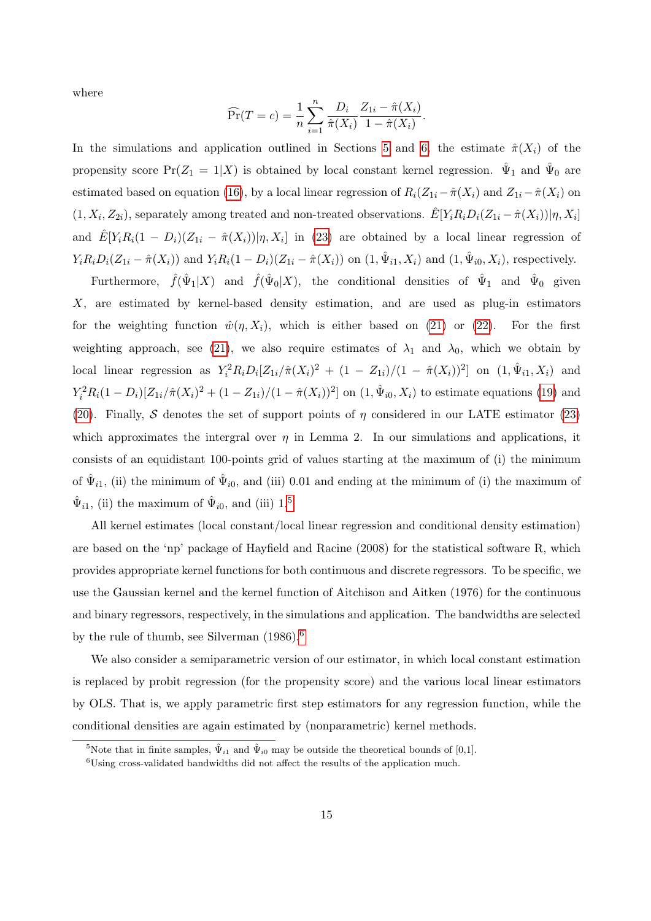where

$$\widehat{\Pr}(T=c) = \frac{1}{n}\sum_{i=1}^{n} \frac{D_i}{\hat{\pi}(X_i)} \frac{Z_{1i} - \hat{\pi}(X_i)}{1-\hat{\pi}(X_i)}.$$

In the simulations and application outlined in Sections 5 and 6, the estimate $\hat{\pi}(X_i)$ of the propensity score $\Pr(Z_1 = 1|X)$ is obtained by local constant kernel regression. $\hat{\Psi}_1$ and $\hat{\Psi}_0$ are estimated based on equation (16), by a local linear regression of $R_i(Z_{1i} - \hat{\pi}(X_i)$ and $Z_{1i} - \hat{\pi}(X_i)$ on $(1, X_i, Z_{2i})$, separately among treated and non-treated observations. $\hat{E}[Y_i R_i D_i (Z_{1i} - \hat{\pi}(X_i))|\eta, X_i]$ and $\hat{E}[Y_i R_i (1-D_i)(Z_{1i} - \hat{\pi}(X_i))|\eta, X_i]$ in (23) are obtained by a local linear regression of $Y_i R_i D_i (Z_{1i} - \hat{\pi}(X_i))$ and $Y_i R_i (1-D_i)(Z_{1i} - \hat{\pi}(X_i))$ on $(1, \hat{\Psi}_{i1}, X_i)$ and $(1, \hat{\Psi}_{i0}, X_i)$, respectively.

Furthermore, $\hat{f}(\hat{\Psi}_1|X)$ and $\hat{f}(\hat{\Psi}_0|X)$, the conditional densities of $\hat{\Psi}_1$ and $\hat{\Psi}_0$ given $X$, are estimated by kernel-based density estimation, and are used as plug-in estimators for the weighting function $\hat{w}(\eta, X_i)$, which is either based on (21) or (22). For the first weighting approach, see (21), we also require estimates of $\lambda_1$ and $\lambda_0$, which we obtain by local linear regression as $Y_i^2 R_i D_i [Z_{1i}/\hat{\pi}(X_i)^2 + (1-Z_{1i})/(1-\hat{\pi}(X_i))^2]$ on $(1, \hat{\Psi}_{i1}, X_i)$ and $Y_i^2 R_i (1-D_i)[Z_{1i}/\hat{\pi}(X_i)^2 + (1-Z_{1i})/(1-\hat{\pi}(X_i))^2]$ on $(1, \hat{\Psi}_{i0}, X_i)$ to estimate equations (19) and (20). Finally, $\mathcal{S}$ denotes the set of support points of $\eta$ considered in our LATE estimator (23) which approximates the intergral over $\eta$ in Lemma 2. In our simulations and applications, it consists of an equidistant 100-points grid of values starting at the maximum of (i) the minimum of $\hat{\Psi}_{i1}$, (ii) the minimum of $\hat{\Psi}_{i0}$, and (iii) 0.01 and ending at the minimum of (i) the maximum of $\hat{\Psi}_{i1}$, (ii) the maximum of $\hat{\Psi}_{i0}$, and (iii) 1.[5]

All kernel estimates (local constant/local linear regression and conditional density estimation) are based on the 'np' package of Hayfield and Racine (2008) for the statistical software R, which provides appropriate kernel functions for both continuous and discrete regressors. To be specific, we use the Gaussian kernel and the kernel function of Aitchison and Aitken (1976) for the continuous and binary regressors, respectively, in the simulations and application. The bandwidths are selected by the rule of thumb, see Silverman (1986).[6]

We also consider a semiparametric version of our estimator, in which local constant estimation is replaced by probit regression (for the propensity score) and the various local linear estimators by OLS. That is, we apply parametric first step estimators for any regression function, while the conditional densities are again estimated by (nonparametric) kernel methods.

[5] Note that in finite samples, $\hat{\Psi}_{i1}$ and $\hat{\Psi}_{i0}$ may be outside the theoretical bounds of [0,1].

[6] Using cross-validated bandwidths did not affect the results of the application much.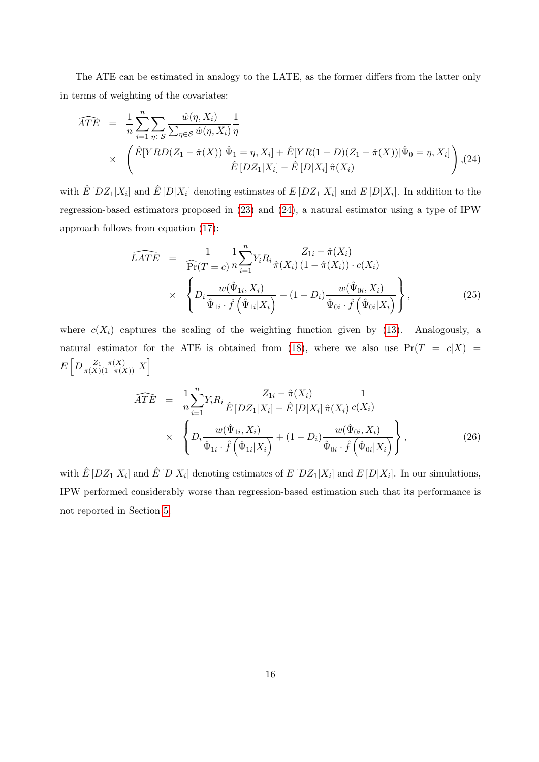The ATE can be estimated in analogy to the LATE, as the former differs from the latter only in terms of weighting of the covariates:

$$
\begin{aligned}
\widehat{ATE} &= \frac{1}{n}\sum_{i=1}^{n}\sum_{\eta\in\mathcal{S}}\frac{\hat{w}(\eta,X_i)}{\sum_{\eta\in\mathcal{S}}\hat{w}(\eta,X_i)}\frac{1}{\eta} \\
&\times \left(\frac{\hat{E}[YRD(Z_1-\hat{\pi}(X))|\hat{\Psi}_1=\eta,X_i]+\hat{E}[YR(1-D)(Z_1-\hat{\pi}(X))|\hat{\Psi}_0=\eta,X_i]}{\hat{E}\left[DZ_1|X_i\right]-\hat{E}\left[D|X_i\right]\hat{\pi}(X_i)}\right), \quad (24)
\end{aligned}
$$

with $\hat{E}\left[DZ_1|X_i\right]$ and $\hat{E}\left[D|X_i\right]$ denoting estimates of $E\left[DZ_1|X_i\right]$ and $E\left[D|X_i\right]$. In addition to the regression-based estimators proposed in (23) and (24), a natural estimator using a type of IPW approach follows from equation (17):

$$
\begin{aligned}
\widehat{LATE} &= \frac{1}{\widehat{\Pr}(T=c)}\frac{1}{n}\sum_{i=1}^{n}Y_iR_i\frac{Z_{1i}-\hat{\pi}(X_i)}{\hat{\pi}(X_i)\left(1-\hat{\pi}(X_i)\right)\cdot c(X_i)} \\
&\times \left\{D_i\frac{w(\hat{\Psi}_{1i},X_i)}{\hat{\Psi}_{1i}\cdot\hat{f}\left(\hat{\Psi}_{1i}|X_i\right)}+(1-D_i)\frac{w(\hat{\Psi}_{0i},X_i)}{\hat{\Psi}_{0i}\cdot\hat{f}\left(\hat{\Psi}_{0i}|X_i\right)}\right\}, \quad (25)
\end{aligned}
$$

where $c(X_i)$ captures the scaling of the weighting function given by (13). Analogously, a natural estimator for the ATE is obtained from (18), where we also use $\Pr(T=c|X)=E\left[D\frac{Z_1-\pi(X)}{\pi(X)(1-\pi(X))}|X\right]$

$$
\begin{aligned}
\widehat{ATE} &= \frac{1}{n}\sum_{i=1}^{n}Y_iR_i\frac{Z_{1i}-\hat{\pi}(X_i)}{\hat{E}\left[DZ_1|X_i\right]-\hat{E}\left[D|X_i\right]\hat{\pi}(X_i)}\frac{1}{c(X_i)} \\
&\times \left\{D_i\frac{w(\hat{\Psi}_{1i},X_i)}{\hat{\Psi}_{1i}\cdot\hat{f}\left(\hat{\Psi}_{1i}|X_i\right)}+(1-D_i)\frac{w(\hat{\Psi}_{0i},X_i)}{\hat{\Psi}_{0i}\cdot\hat{f}\left(\hat{\Psi}_{0i}|X_i\right)}\right\}, \quad (26)
\end{aligned}
$$

with $\hat{E}\left[DZ_1|X_i\right]$ and $\hat{E}\left[D|X_i\right]$ denoting estimates of $E\left[DZ_1|X_i\right]$ and $E\left[D|X_i\right]$. In our simulations, IPW performed considerably worse than regression-based estimation such that its performance is not reported in Section 5.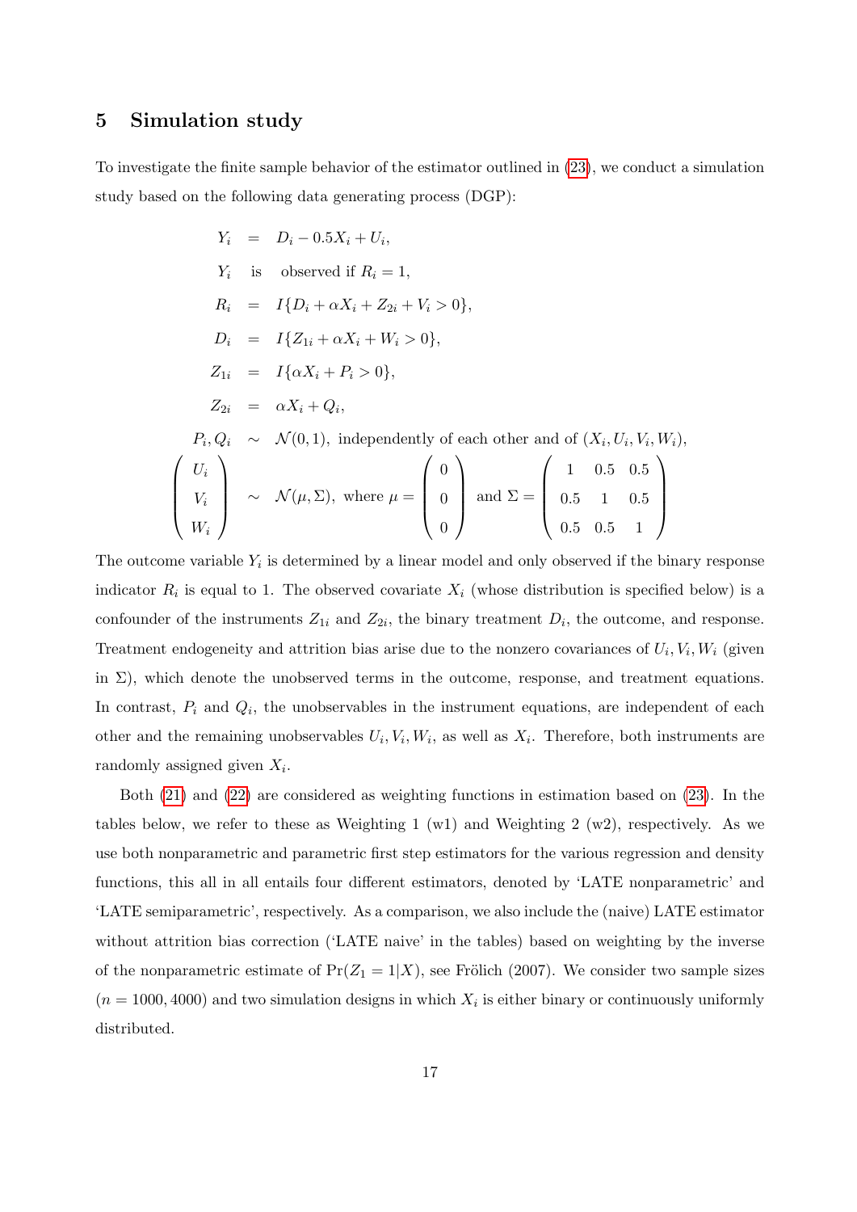## 5 Simulation study

To investigate the finite sample behavior of the estimator outlined in (23), we conduct a simulation study based on the following data generating process (DGP):

$$
\begin{aligned}
Y_i &= D_i - 0.5X_i + U_i, \\
Y_i &\text{ is observed if } R_i = 1, \\
R_i &= I\{D_i + \alpha X_i + Z_{2i} + V_i > 0\}, \\
D_i &= I\{Z_{1i} + \alpha X_i + W_i > 0\}, \\
Z_{1i} &= I\{\alpha X_i + P_i > 0\}, \\
Z_{2i} &= \alpha X_i + Q_i, \\
P_i, Q_i &\sim \mathcal{N}(0,1), \text{ independently of each other and of } (X_i, U_i, V_i, W_i), \\
\begin{pmatrix} U_i \\ V_i \\ W_i \end{pmatrix} &\sim \mathcal{N}(\mu, \Sigma), \text{ where } \mu = \begin{pmatrix} 0 \\ 0 \\ 0 \end{pmatrix} \text{ and } \Sigma = \begin{pmatrix} 1 & 0.5 & 0.5 \\ 0.5 & 1 & 0.5 \\ 0.5 & 0.5 & 1 \end{pmatrix}
\end{aligned}
$$

The outcome variable $Y_i$ is determined by a linear model and only observed if the binary response indicator $R_i$ is equal to 1. The observed covariate $X_i$ (whose distribution is specified below) is a confounder of the instruments $Z_{1i}$ and $Z_{2i}$, the binary treatment $D_i$, the outcome, and response. Treatment endogeneity and attrition bias arise due to the nonzero covariances of $U_i, V_i, W_i$ (given in $\Sigma$), which denote the unobserved terms in the outcome, response, and treatment equations. In contrast, $P_i$ and $Q_i$, the unobservables in the instrument equations, are independent of each other and the remaining unobservables $U_i, V_i, W_i$, as well as $X_i$. Therefore, both instruments are randomly assigned given $X_i$.

Both (21) and (22) are considered as weighting functions in estimation based on (23). In the tables below, we refer to these as Weighting 1 (w1) and Weighting 2 (w2), respectively. As we use both nonparametric and parametric first step estimators for the various regression and density functions, this all in all entails four different estimators, denoted by 'LATE nonparametric' and 'LATE semiparametric', respectively. As a comparison, we also include the (naive) LATE estimator without attrition bias correction ('LATE naive' in the tables) based on weighting by the inverse of the nonparametric estimate of $\Pr(Z_1 = 1|X)$, see Frölich (2007). We consider two sample sizes ($n = 1000, 4000$) and two simulation designs in which $X_i$ is either binary or continuously uniformly distributed.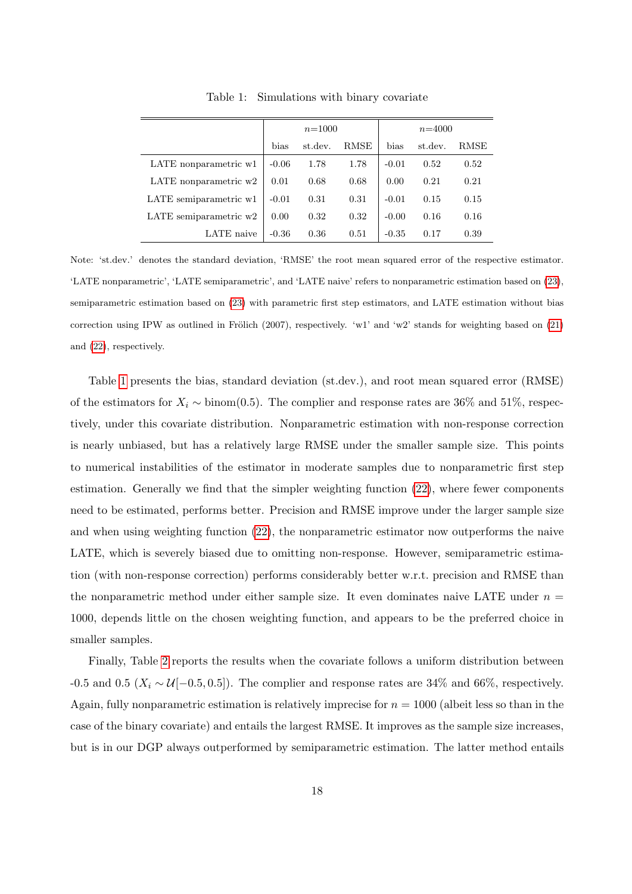Table 1: Simulations with binary covariate

| | $n$=1000 | | | $n$=4000 | | |
|---|---|---|---|---|---|---|
| | bias | st.dev. | RMSE | bias | st.dev. | RMSE |
| LATE nonparametric w1 | -0.06 | 1.78 | 1.78 | -0.01 | 0.52 | 0.52 |
| LATE nonparametric w2 | 0.01 | 0.68 | 0.68 | 0.00 | 0.21 | 0.21 |
| LATE semiparametric w1 | -0.01 | 0.31 | 0.31 | -0.01 | 0.15 | 0.15 |
| LATE semiparametric w2 | 0.00 | 0.32 | 0.32 | -0.00 | 0.16 | 0.16 |
| LATE naive | -0.36 | 0.36 | 0.51 | -0.35 | 0.17 | 0.39 |

Note: 'st.dev.' denotes the standard deviation, 'RMSE' the root mean squared error of the respective estimator. 'LATE nonparametric', 'LATE semiparametric', and 'LATE naive' refers to nonparametric estimation based on (23), semiparametric estimation based on (23) with parametric first step estimators, and LATE estimation without bias correction using IPW as outlined in Frölich (2007), respectively. 'w1' and 'w2' stands for weighting based on (21) and (22), respectively.

Table 1 presents the bias, standard deviation (st.dev.), and root mean squared error (RMSE) of the estimators for $X_i \sim \text{binom}(0.5)$. The complier and response rates are 36% and 51%, respectively, under this covariate distribution. Nonparametric estimation with non-response correction is nearly unbiased, but has a relatively large RMSE under the smaller sample size. This points to numerical instabilities of the estimator in moderate samples due to nonparametric first step estimation. Generally we find that the simpler weighting function (22), where fewer components need to be estimated, performs better. Precision and RMSE improve under the larger sample size and when using weighting function (22), the nonparametric estimator now outperforms the naive LATE, which is severely biased due to omitting non-response. However, semiparametric estimation (with non-response correction) performs considerably better w.r.t. precision and RMSE than the nonparametric method under either sample size. It even dominates naive LATE under $n = 1000$, depends little on the chosen weighting function, and appears to be the preferred choice in smaller samples.

Finally, Table 2 reports the results when the covariate follows a uniform distribution between -0.5 and 0.5 ($X_i \sim \mathcal{U}[-0.5, 0.5]$). The complier and response rates are 34% and 66%, respectively. Again, fully nonparametric estimation is relatively imprecise for $n = 1000$ (albeit less so than in the case of the binary covariate) and entails the largest RMSE. It improves as the sample size increases, but is in our DGP always outperformed by semiparametric estimation. The latter method entails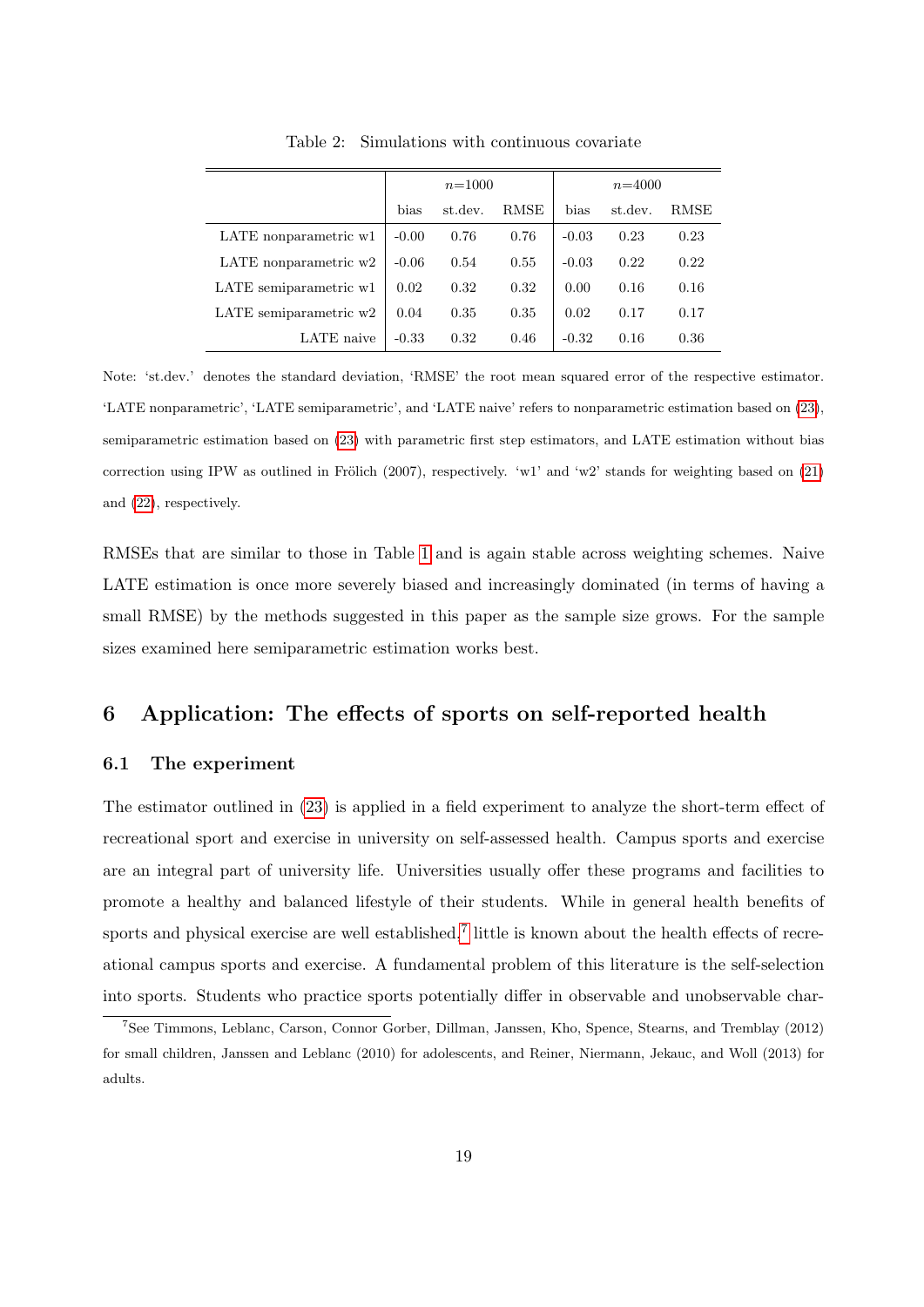Table 2: Simulations with continuous covariate

| | $n$=1000 | | | $n$=4000 | | |
|---|---|---|---|---|---|---|
| | bias | st.dev. | RMSE | bias | st.dev. | RMSE |
| LATE nonparametric w1 | -0.00 | 0.76 | 0.76 | -0.03 | 0.23 | 0.23 |
| LATE nonparametric w2 | -0.06 | 0.54 | 0.55 | -0.03 | 0.22 | 0.22 |
| LATE semiparametric w1 | 0.02 | 0.32 | 0.32 | 0.00 | 0.16 | 0.16 |
| LATE semiparametric w2 | 0.04 | 0.35 | 0.35 | 0.02 | 0.17 | 0.17 |
| LATE naive | -0.33 | 0.32 | 0.46 | -0.32 | 0.16 | 0.36 |

Note: 'st.dev.' denotes the standard deviation, 'RMSE' the root mean squared error of the respective estimator. 'LATE nonparametric', 'LATE semiparametric', and 'LATE naive' refers to nonparametric estimation based on (23), semiparametric estimation based on (23) with parametric first step estimators, and LATE estimation without bias correction using IPW as outlined in Frölich (2007), respectively. 'w1' and 'w2' stands for weighting based on (21) and (22), respectively.

RMSEs that are similar to those in Table 1 and is again stable across weighting schemes. Naive LATE estimation is once more severely biased and increasingly dominated (in terms of having a small RMSE) by the methods suggested in this paper as the sample size grows. For the sample sizes examined here semiparametric estimation works best.

# 6 Application: The effects of sports on self-reported health

## 6.1 The experiment

The estimator outlined in (23) is applied in a field experiment to analyze the short-term effect of recreational sport and exercise in university on self-assessed health. Campus sports and exercise are an integral part of university life. Universities usually offer these programs and facilities to promote a healthy and balanced lifestyle of their students. While in general health benefits of sports and physical exercise are well established,[7] little is known about the health effects of recreational campus sports and exercise. A fundamental problem of this literature is the self-selection into sports. Students who practice sports potentially differ in observable and unobservable char-

[7] See Timmons, Leblanc, Carson, Connor Gorber, Dillman, Janssen, Kho, Spence, Stearns, and Tremblay (2012) for small children, Janssen and Leblanc (2010) for adolescents, and Reiner, Niermann, Jekauc, and Woll (2013) for adults.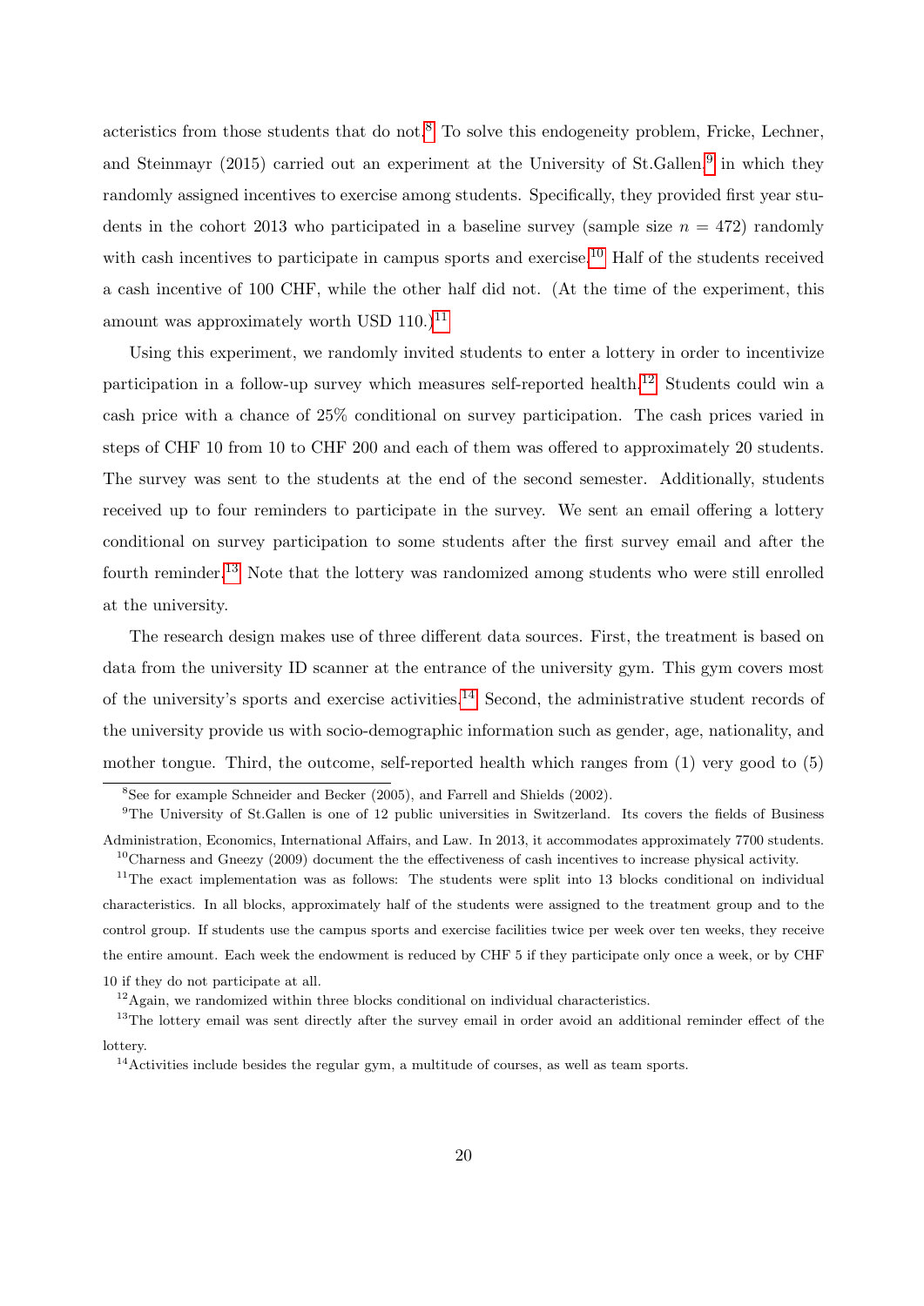acteristics from those students that do not.[8] To solve this endogeneity problem, Fricke, Lechner, and Steinmayr (2015) carried out an experiment at the University of St.Gallen[9] in which they randomly assigned incentives to exercise among students. Specifically, they provided first year students in the cohort 2013 who participated in a baseline survey (sample size $n = 472$) randomly with cash incentives to participate in campus sports and exercise.[10] Half of the students received a cash incentive of 100 CHF, while the other half did not. (At the time of the experiment, this amount was approximately worth USD 110.)[11]

Using this experiment, we randomly invited students to enter a lottery in order to incentivize participation in a follow-up survey which measures self-reported health.[12] Students could win a cash price with a chance of 25% conditional on survey participation. The cash prices varied in steps of CHF 10 from 10 to CHF 200 and each of them was offered to approximately 20 students. The survey was sent to the students at the end of the second semester. Additionally, students received up to four reminders to participate in the survey. We sent an email offering a lottery conditional on survey participation to some students after the first survey email and after the fourth reminder.[13] Note that the lottery was randomized among students who were still enrolled at the university.

The research design makes use of three different data sources. First, the treatment is based on data from the university ID scanner at the entrance of the university gym. This gym covers most of the university's sports and exercise activities.[14] Second, the administrative student records of the university provide us with socio-demographic information such as gender, age, nationality, and mother tongue. Third, the outcome, self-reported health which ranges from (1) very good to (5)

[8] See for example Schneider and Becker (2005), and Farrell and Shields (2002).

[9] The University of St.Gallen is one of 12 public universities in Switzerland. Its covers the fields of Business Administration, Economics, International Affairs, and Law. In 2013, it accommodates approximately 7700 students.

[10] Charness and Gneezy (2009) document the the effectiveness of cash incentives to increase physical activity.

[11] The exact implementation was as follows: The students were split into 13 blocks conditional on individual characteristics. In all blocks, approximately half of the students were assigned to the treatment group and to the control group. If students use the campus sports and exercise facilities twice per week over ten weeks, they receive the entire amount. Each week the endowment is reduced by CHF 5 if they participate only once a week, or by CHF 10 if they do not participate at all.

[12] Again, we randomized within three blocks conditional on individual characteristics.

[13] The lottery email was sent directly after the survey email in order avoid an additional reminder effect of the lottery.

[14] Activities include besides the regular gym, a multitude of courses, as well as team sports.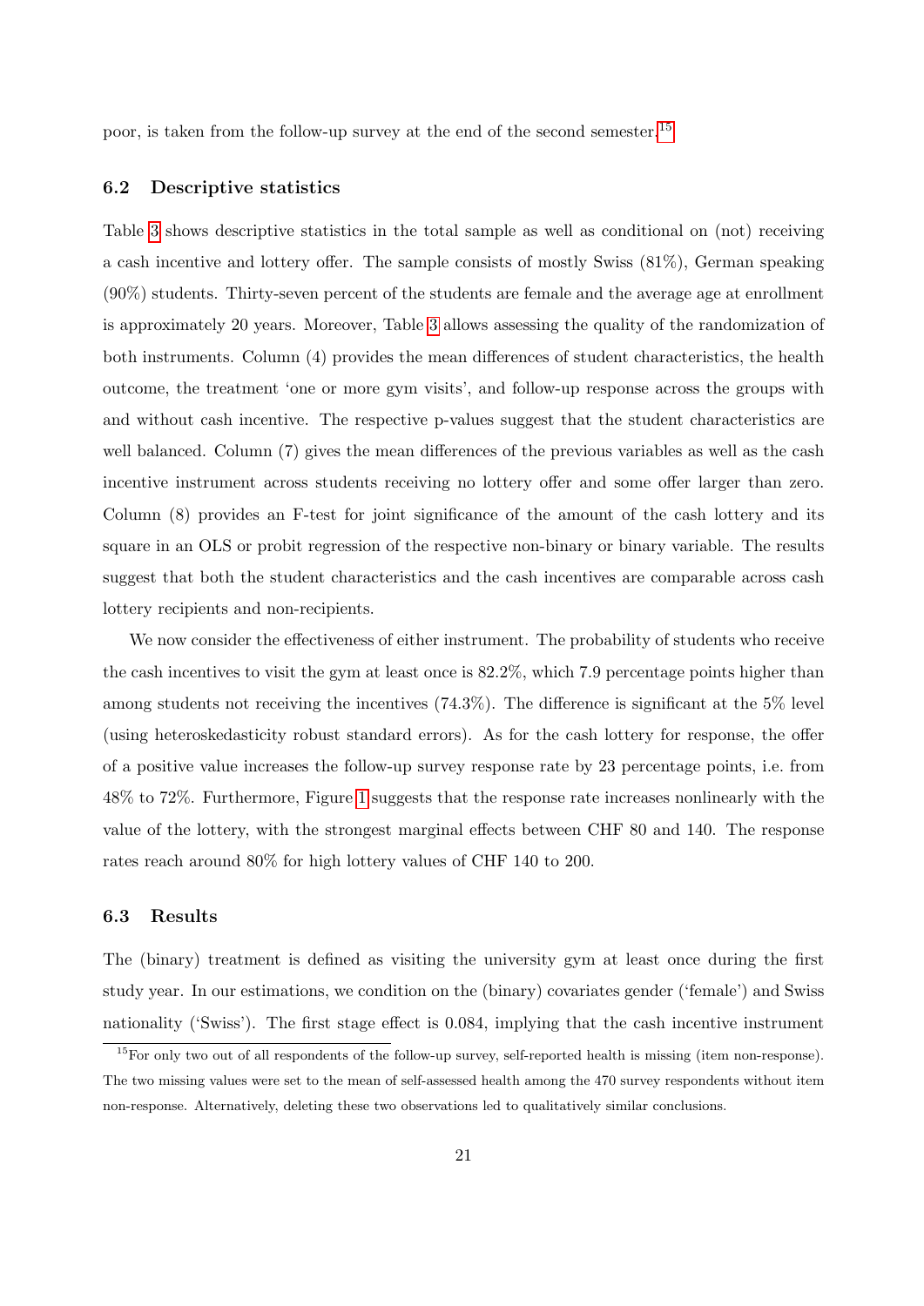poor, is taken from the follow-up survey at the end of the second semester.[15]

### 6.2 Descriptive statistics

Table 3 shows descriptive statistics in the total sample as well as conditional on (not) receiving a cash incentive and lottery offer. The sample consists of mostly Swiss (81%), German speaking (90%) students. Thirty-seven percent of the students are female and the average age at enrollment is approximately 20 years. Moreover, Table 3 allows assessing the quality of the randomization of both instruments. Column (4) provides the mean differences of student characteristics, the health outcome, the treatment 'one or more gym visits', and follow-up response across the groups with and without cash incentive. The respective p-values suggest that the student characteristics are well balanced. Column (7) gives the mean differences of the previous variables as well as the cash incentive instrument across students receiving no lottery offer and some offer larger than zero. Column (8) provides an F-test for joint significance of the amount of the cash lottery and its square in an OLS or probit regression of the respective non-binary or binary variable. The results suggest that both the student characteristics and the cash incentives are comparable across cash lottery recipients and non-recipients.

We now consider the effectiveness of either instrument. The probability of students who receive the cash incentives to visit the gym at least once is 82.2%, which 7.9 percentage points higher than among students not receiving the incentives (74.3%). The difference is significant at the 5% level (using heteroskedasticity robust standard errors). As for the cash lottery for response, the offer of a positive value increases the follow-up survey response rate by 23 percentage points, i.e. from 48% to 72%. Furthermore, Figure 1 suggests that the response rate increases nonlinearly with the value of the lottery, with the strongest marginal effects between CHF 80 and 140. The response rates reach around 80% for high lottery values of CHF 140 to 200.

### 6.3 Results

The (binary) treatment is defined as visiting the university gym at least once during the first study year. In our estimations, we condition on the (binary) covariates gender ('female') and Swiss nationality ('Swiss'). The first stage effect is 0.084, implying that the cash incentive instrument

[15] For only two out of all respondents of the follow-up survey, self-reported health is missing (item non-response). The two missing values were set to the mean of self-assessed health among the 470 survey respondents without item non-response. Alternatively, deleting these two observations led to qualitatively similar conclusions.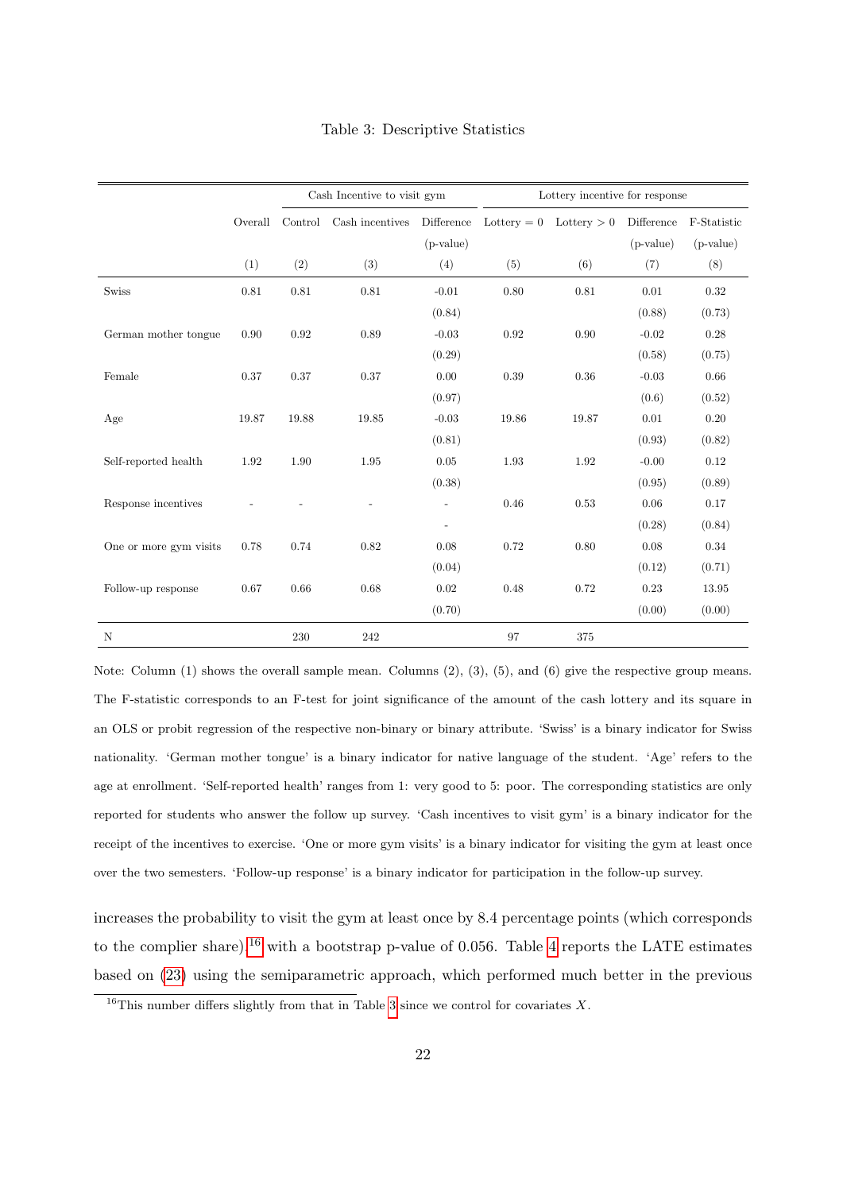Table 3: Descriptive Statistics

| | | Cash Incentive to visit gym | | | Lottery incentive for response | | | |
|---|---|---|---|---|---|---|---|---|
| | Overall | Control | Cash incentives | Difference (p-value) | Lottery = 0 | Lottery > 0 | Difference (p-value) | F-Statistic (p-value) |
| | (1) | (2) | (3) | (4) | (5) | (6) | (7) | (8) |
| Swiss | 0.81 | 0.81 | 0.81 | -0.01 | 0.80 | 0.81 | 0.01 | 0.32 |
| | | | | (0.84) | | | (0.88) | (0.73) |
| German mother tongue | 0.90 | 0.92 | 0.89 | -0.03 | 0.92 | 0.90 | -0.02 | 0.28 |
| | | | | (0.29) | | | (0.58) | (0.75) |
| Female | 0.37 | 0.37 | 0.37 | 0.00 | 0.39 | 0.36 | -0.03 | 0.66 |
| | | | | (0.97) | | | (0.6) | (0.52) |
| Age | 19.87 | 19.88 | 19.85 | -0.03 | 19.86 | 19.87 | 0.01 | 0.20 |
| | | | | (0.81) | | | (0.93) | (0.82) |
| Self-reported health | 1.92 | 1.90 | 1.95 | 0.05 | 1.93 | 1.92 | -0.00 | 0.12 |
| | | | | (0.38) | | | (0.95) | (0.89) |
| Response incentives | - | - | - | - | 0.46 | 0.53 | 0.06 | 0.17 |
| | | | | - | | | (0.28) | (0.84) |
| One or more gym visits | 0.78 | 0.74 | 0.82 | 0.08 | 0.72 | 0.80 | 0.08 | 0.34 |
| | | | | (0.04) | | | (0.12) | (0.71) |
| Follow-up response | 0.67 | 0.66 | 0.68 | 0.02 | 0.48 | 0.72 | 0.23 | 13.95 |
| | | | | (0.70) | | | (0.00) | (0.00) |
| N | | 230 | 242 | | 97 | 375 | | |

Note: Column (1) shows the overall sample mean. Columns (2), (3), (5), and (6) give the respective group means. The F-statistic corresponds to an F-test for joint significance of the amount of the cash lottery and its square in an OLS or probit regression of the respective non-binary or binary attribute. 'Swiss' is a binary indicator for Swiss nationality. 'German mother tongue' is a binary indicator for native language of the student. 'Age' refers to the age at enrollment. 'Self-reported health' ranges from 1: very good to 5: poor. The corresponding statistics are only reported for students who answer the follow up survey. 'Cash incentives to visit gym' is a binary indicator for the receipt of the incentives to exercise. 'One or more gym visits' is a binary indicator for visiting the gym at least once over the two semesters. 'Follow-up response' is a binary indicator for participation in the follow-up survey.

increases the probability to visit the gym at least once by 8.4 percentage points (which corresponds to the complier share),[16] with a bootstrap p-value of 0.056. Table 4 reports the LATE estimates based on (23) using the semiparametric approach, which performed much better in the previous

[16] This number differs slightly from that in Table 3 since we control for covariates $X$.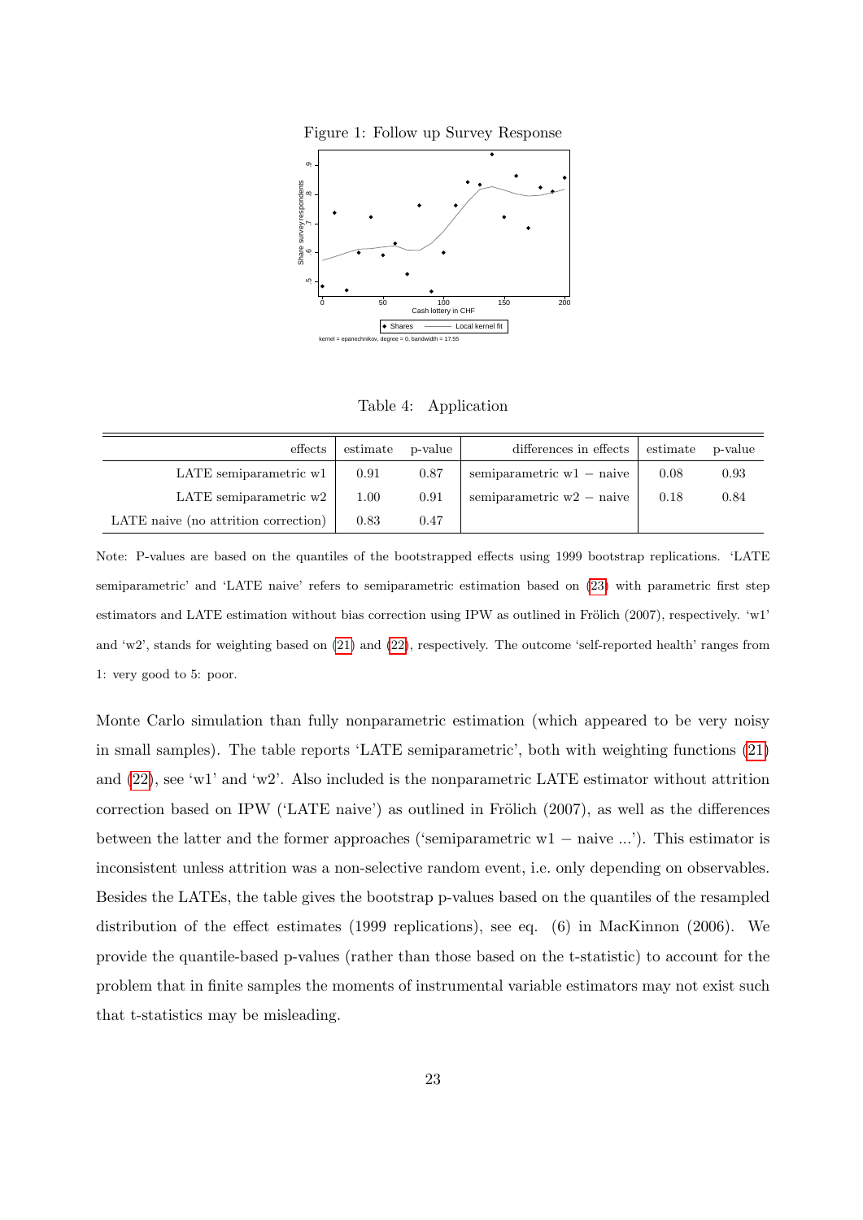Figure 1: Follow up Survey Response

Table 4: Application

| effects | estimate | p-value | differences in effects | estimate | p-value |
|---|---|---|---|---|---|
| LATE semiparametric w1 | 0.91 | 0.87 | semiparametric w1 − naive | 0.08 | 0.93 |
| LATE semiparametric w2 | 1.00 | 0.91 | semiparametric w2 − naive | 0.18 | 0.84 |
| LATE naive (no attrition correction) | 0.83 | 0.47 | | | |

Note: P-values are based on the quantiles of the bootstrapped effects using 1999 bootstrap replications. 'LATE semiparametric' and 'LATE naive' refers to semiparametric estimation based on (23) with parametric first step estimators and LATE estimation without bias correction using IPW as outlined in Frölich (2007), respectively. 'w1' and 'w2', stands for weighting based on (21) and (22), respectively. The outcome 'self-reported health' ranges from 1: very good to 5: poor.

Monte Carlo simulation than fully nonparametric estimation (which appeared to be very noisy in small samples). The table reports 'LATE semiparametric', both with weighting functions (21) and (22), see 'w1' and 'w2'. Also included is the nonparametric LATE estimator without attrition correction based on IPW ('LATE naive') as outlined in Frölich (2007), as well as the differences between the latter and the former approaches ('semiparametric w1 − naive ...'). This estimator is inconsistent unless attrition was a non-selective random event, i.e. only depending on observables. Besides the LATEs, the table gives the bootstrap p-values based on the quantiles of the resampled distribution of the effect estimates (1999 replications), see eq. (6) in MacKinnon (2006). We provide the quantile-based p-values (rather than those based on the t-statistic) to account for the problem that in finite samples the moments of instrumental variable estimators may not exist such that t-statistics may be misleading.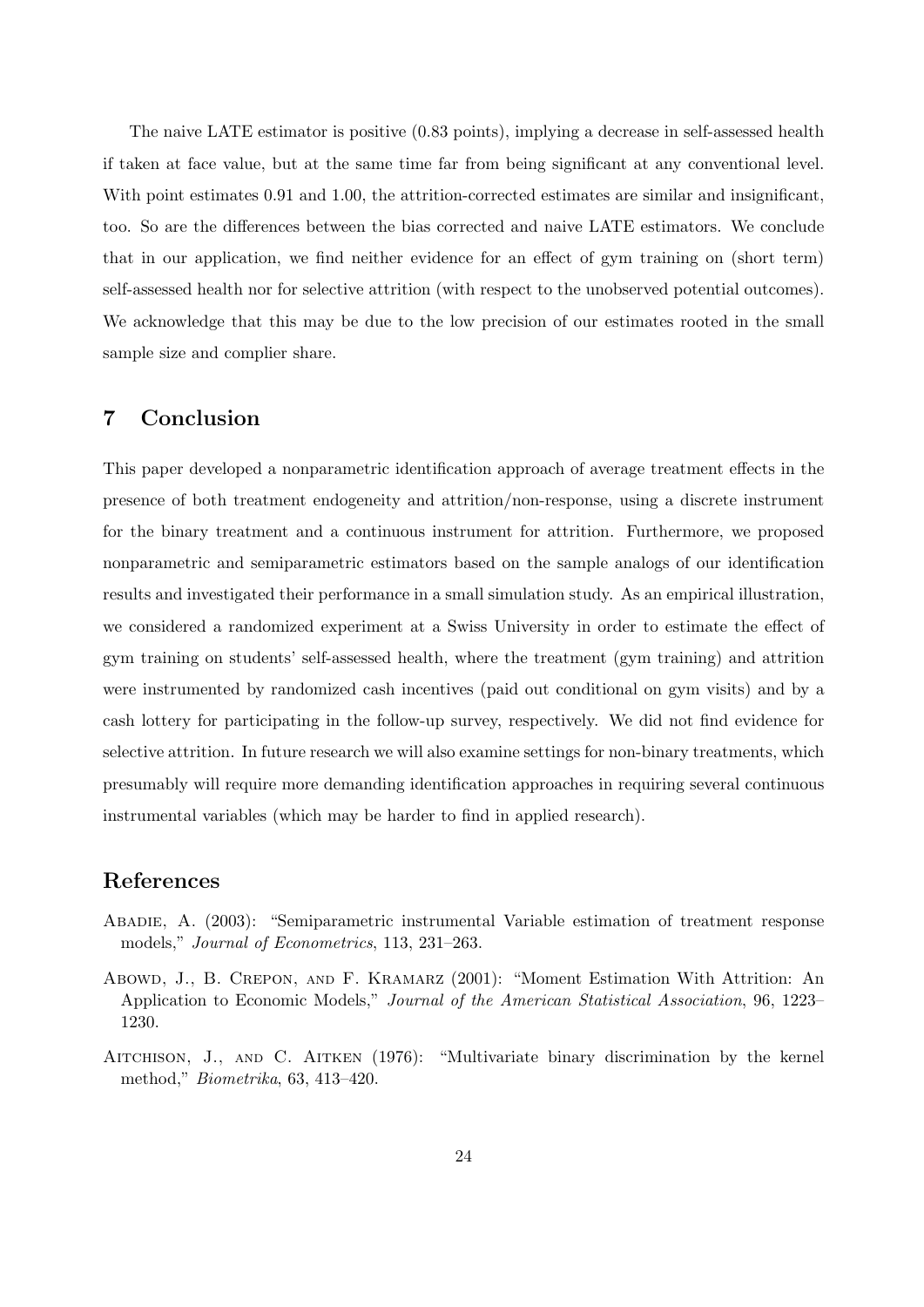The naive LATE estimator is positive (0.83 points), implying a decrease in self-assessed health if taken at face value, but at the same time far from being significant at any conventional level. With point estimates 0.91 and 1.00, the attrition-corrected estimates are similar and insignificant, too. So are the differences between the bias corrected and naive LATE estimators. We conclude that in our application, we find neither evidence for an effect of gym training on (short term) self-assessed health nor for selective attrition (with respect to the unobserved potential outcomes). We acknowledge that this may be due to the low precision of our estimates rooted in the small sample size and complier share.

## 7 Conclusion

This paper developed a nonparametric identification approach of average treatment effects in the presence of both treatment endogeneity and attrition/non-response, using a discrete instrument for the binary treatment and a continuous instrument for attrition. Furthermore, we proposed nonparametric and semiparametric estimators based on the sample analogs of our identification results and investigated their performance in a small simulation study. As an empirical illustration, we considered a randomized experiment at a Swiss University in order to estimate the effect of gym training on students' self-assessed health, where the treatment (gym training) and attrition were instrumented by randomized cash incentives (paid out conditional on gym visits) and by a cash lottery for participating in the follow-up survey, respectively. We did not find evidence for selective attrition. In future research we will also examine settings for non-binary treatments, which presumably will require more demanding identification approaches in requiring several continuous instrumental variables (which may be harder to find in applied research).

## References

Abadie, A. (2003): "Semiparametric instrumental Variable estimation of treatment response models," *Journal of Econometrics*, 113, 231–263.

Abowd, J., B. Crepon, and F. Kramarz (2001): "Moment Estimation With Attrition: An Application to Economic Models," *Journal of the American Statistical Association*, 96, 1223–1230.

Aitchison, J., and C. Aitken (1976): "Multivariate binary discrimination by the kernel method," *Biometrika*, 63, 413–420.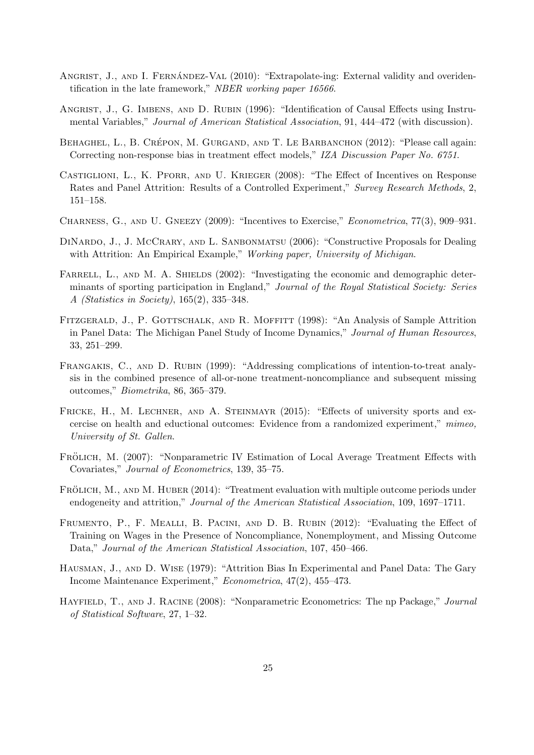Angrist, J., and I. Fernández-Val (2010): "Extrapolate-ing: External validity and overidentification in the late framework," *NBER working paper 16566*.

Angrist, J., G. Imbens, and D. Rubin (1996): "Identification of Causal Effects using Instrumental Variables," *Journal of American Statistical Association*, 91, 444–472 (with discussion).

Behaghel, L., B. Crépon, M. Gurgand, and T. Le Barbanchon (2012): "Please call again: Correcting non-response bias in treatment effect models," *IZA Discussion Paper No. 6751*.

Castiglioni, L., K. Pforr, and U. Krieger (2008): "The Effect of Incentives on Response Rates and Panel Attrition: Results of a Controlled Experiment," *Survey Research Methods*, 2, 151–158.

Charness, G., and U. Gneezy (2009): "Incentives to Exercise," *Econometrica*, 77(3), 909–931.

DiNardo, J., J. McCrary, and L. Sanbonmatsu (2006): "Constructive Proposals for Dealing with Attrition: An Empirical Example," *Working paper, University of Michigan*.

Farrell, L., and M. A. Shields (2002): "Investigating the economic and demographic determinants of sporting participation in England," *Journal of the Royal Statistical Society: Series A (Statistics in Society)*, 165(2), 335–348.

Fitzgerald, J., P. Gottschalk, and R. Moffitt (1998): "An Analysis of Sample Attrition in Panel Data: The Michigan Panel Study of Income Dynamics," *Journal of Human Resources*, 33, 251–299.

Frangakis, C., and D. Rubin (1999): "Addressing complications of intention-to-treat analysis in the combined presence of all-or-none treatment-noncompliance and subsequent missing outcomes," *Biometrika*, 86, 365–379.

Fricke, H., M. Lechner, and A. Steinmayr (2015): "Effects of university sports and excercise on health and eductional outcomes: Evidence from a randomized experiment," *mimeo, University of St. Gallen*.

Frölich, M. (2007): "Nonparametric IV Estimation of Local Average Treatment Effects with Covariates," *Journal of Econometrics*, 139, 35–75.

Frölich, M., and M. Huber (2014): "Treatment evaluation with multiple outcome periods under endogeneity and attrition," *Journal of the American Statistical Association*, 109, 1697–1711.

Frumento, P., F. Mealli, B. Pacini, and D. B. Rubin (2012): "Evaluating the Effect of Training on Wages in the Presence of Noncompliance, Nonemployment, and Missing Outcome Data," *Journal of the American Statistical Association*, 107, 450–466.

Hausman, J., and D. Wise (1979): "Attrition Bias In Experimental and Panel Data: The Gary Income Maintenance Experiment," *Econometrica*, 47(2), 455–473.

Hayfield, T., and J. Racine (2008): "Nonparametric Econometrics: The np Package," *Journal of Statistical Software*, 27, 1–32.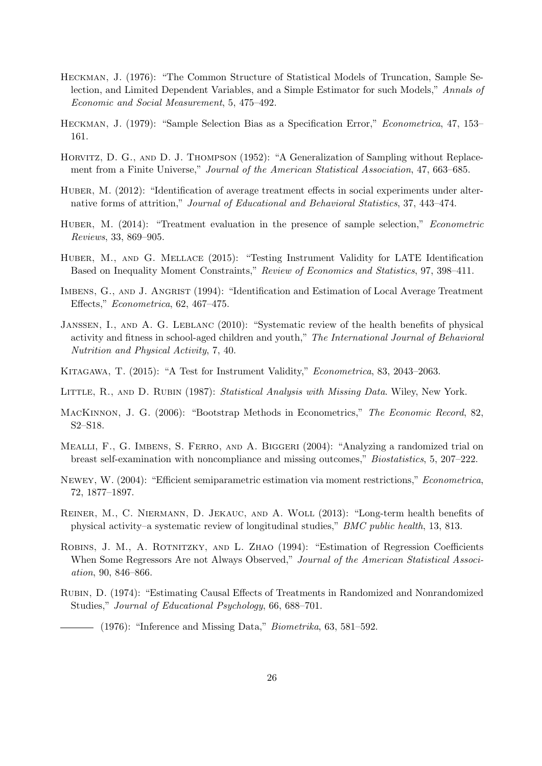Heckman, J. (1976): "The Common Structure of Statistical Models of Truncation, Sample Selection, and Limited Dependent Variables, and a Simple Estimator for such Models," *Annals of Economic and Social Measurement*, 5, 475–492.

Heckman, J. (1979): "Sample Selection Bias as a Specification Error," *Econometrica*, 47, 153–161.

Horvitz, D. G., and D. J. Thompson (1952): "A Generalization of Sampling without Replacement from a Finite Universe," *Journal of the American Statistical Association*, 47, 663–685.

Huber, M. (2012): "Identification of average treatment effects in social experiments under alternative forms of attrition," *Journal of Educational and Behavioral Statistics*, 37, 443–474.

Huber, M. (2014): "Treatment evaluation in the presence of sample selection," *Econometric Reviews*, 33, 869–905.

Huber, M., and G. Mellace (2015): "Testing Instrument Validity for LATE Identification Based on Inequality Moment Constraints," *Review of Economics and Statistics*, 97, 398–411.

Imbens, G., and J. Angrist (1994): "Identification and Estimation of Local Average Treatment Effects," *Econometrica*, 62, 467–475.

Janssen, I., and A. G. Leblanc (2010): "Systematic review of the health benefits of physical activity and fitness in school-aged children and youth," *The International Journal of Behavioral Nutrition and Physical Activity*, 7, 40.

Kitagawa, T. (2015): "A Test for Instrument Validity," *Econometrica*, 83, 2043–2063.

Little, R., and D. Rubin (1987): *Statistical Analysis with Missing Data*. Wiley, New York.

MacKinnon, J. G. (2006): "Bootstrap Methods in Econometrics," *The Economic Record*, 82, S2–S18.

Mealli, F., G. Imbens, S. Ferro, and A. Biggeri (2004): "Analyzing a randomized trial on breast self-examination with noncompliance and missing outcomes," *Biostatistics*, 5, 207–222.

Newey, W. (2004): "Efficient semiparametric estimation via moment restrictions," *Econometrica*, 72, 1877–1897.

Reiner, M., C. Niermann, D. Jekauc, and A. Woll (2013): "Long-term health benefits of physical activity–a systematic review of longitudinal studies," *BMC public health*, 13, 813.

Robins, J. M., A. Rotnitzky, and L. Zhao (1994): "Estimation of Regression Coefficients When Some Regressors Are not Always Observed," *Journal of the American Statistical Association*, 90, 846–866.

Rubin, D. (1974): "Estimating Causal Effects of Treatments in Randomized and Nonrandomized Studies," *Journal of Educational Psychology*, 66, 688–701.

——— (1976): "Inference and Missing Data," *Biometrika*, 63, 581–592.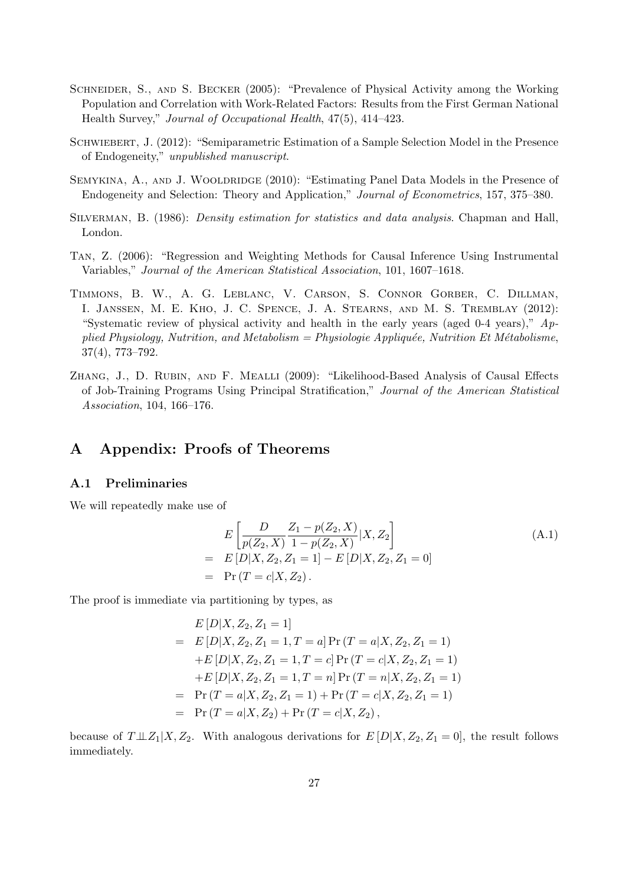Schneider, S., and S. Becker (2005): "Prevalence of Physical Activity among the Working Population and Correlation with Work-Related Factors: Results from the First German National Health Survey," *Journal of Occupational Health*, 47(5), 414–423.

Schwiebert, J. (2012): "Semiparametric Estimation of a Sample Selection Model in the Presence of Endogeneity," *unpublished manuscript*.

Semykina, A., and J. Wooldridge (2010): "Estimating Panel Data Models in the Presence of Endogeneity and Selection: Theory and Application," *Journal of Econometrics*, 157, 375–380.

Silverman, B. (1986): *Density estimation for statistics and data analysis*. Chapman and Hall, London.

Tan, Z. (2006): "Regression and Weighting Methods for Causal Inference Using Instrumental Variables," *Journal of the American Statistical Association*, 101, 1607–1618.

Timmons, B. W., A. G. Leblanc, V. Carson, S. Connor Gorber, C. Dillman, I. Janssen, M. E. Kho, J. C. Spence, J. A. Stearns, and M. S. Tremblay (2012): "Systematic review of physical activity and health in the early years (aged 0-4 years)," *Applied Physiology, Nutrition, and Metabolism = Physiologie Appliquée, Nutrition Et Métabolisme*, 37(4), 773–792.

Zhang, J., D. Rubin, and F. Mealli (2009): "Likelihood-Based Analysis of Causal Effects of Job-Training Programs Using Principal Stratification," *Journal of the American Statistical Association*, 104, 166–176.

# A Appendix: Proofs of Theorems

## A.1 Preliminaries

We will repeatedly make use of

$$
\begin{aligned}
& E\left[\frac{D}{p(Z_2,X)}\frac{Z_1-p(Z_2,X)}{1-p(Z_2,X)}|X,Z_2\right] \\
= \;& E\left[D|X,Z_2,Z_1=1\right]-E\left[D|X,Z_2,Z_1=0\right] \\
= \;& \Pr\left(T=c|X,Z_2\right).
\end{aligned}
\tag{A.1}
$$

The proof is immediate via partitioning by types, as

$$
\begin{aligned}
& E\left[D|X,Z_2,Z_1=1\right] \\
= \;& E\left[D|X,Z_2,Z_1=1,T=a\right]\Pr\left(T=a|X,Z_2,Z_1=1\right) \\
& +E\left[D|X,Z_2,Z_1=1,T=c\right]\Pr\left(T=c|X,Z_2,Z_1=1\right) \\
& +E\left[D|X,Z_2,Z_1=1,T=n\right]\Pr\left(T=n|X,Z_2,Z_1=1\right) \\
= \;& \Pr\left(T=a|X,Z_2,Z_1=1\right)+\Pr\left(T=c|X,Z_2,Z_1=1\right) \\
= \;& \Pr\left(T=a|X,Z_2\right)+\Pr\left(T=c|X,Z_2\right),
\end{aligned}
$$

because of $T \perp\!\!\!\perp Z_1|X,Z_2$. With analogous derivations for $E\left[D|X,Z_2,Z_1=0\right]$, the result follows immediately.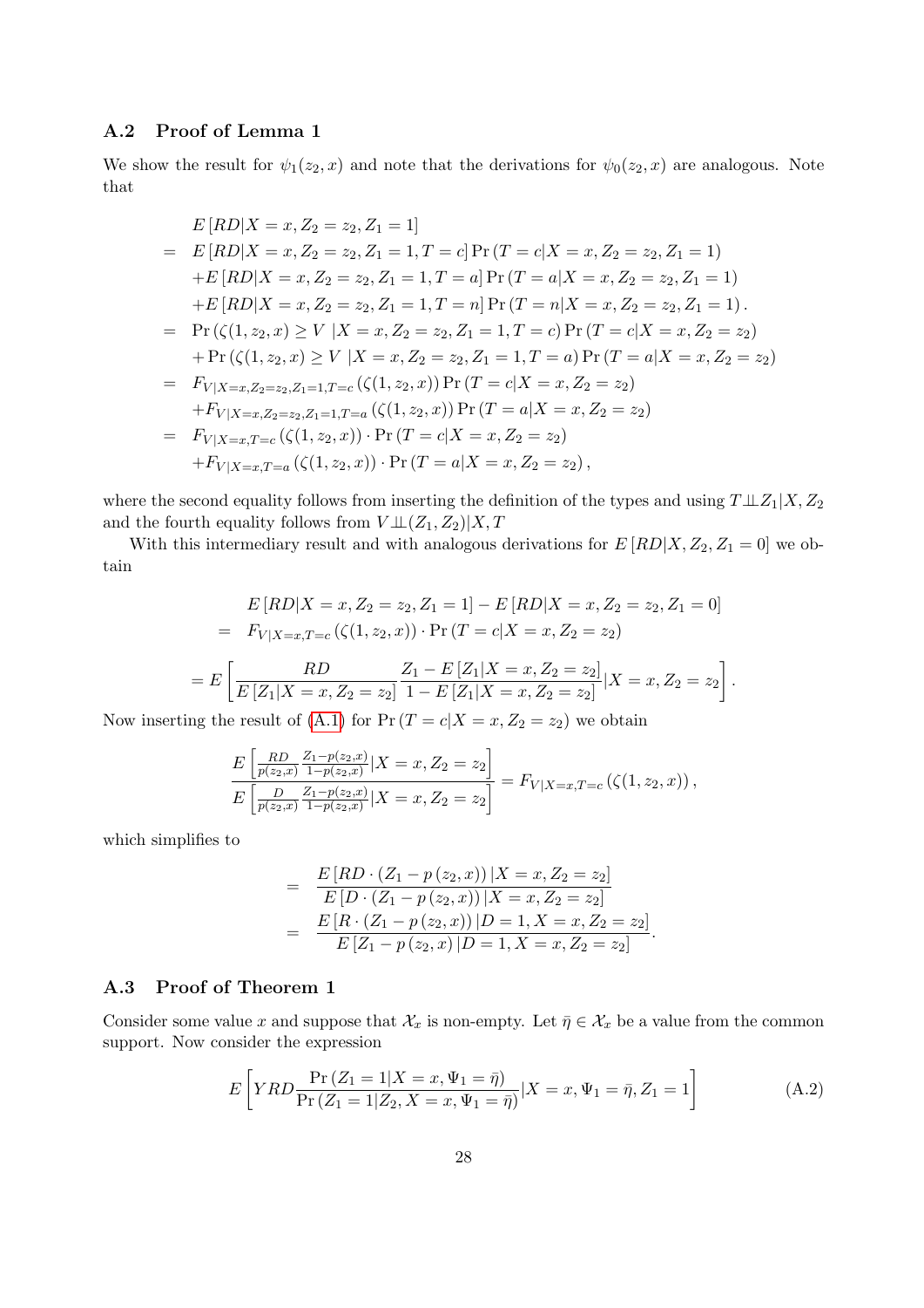### A.2 Proof of Lemma 1

We show the result for $\psi_1(z_2, x)$ and note that the derivations for $\psi_0(z_2, x)$ are analogous. Note that

$$
\begin{aligned}
& E\left[RD|X=x, Z_2=z_2, Z_1=1\right] \\
= \;& E\left[RD|X=x, Z_2=z_2, Z_1=1, T=c\right] \Pr\left(T=c|X=x, Z_2=z_2, Z_1=1\right) \\
& + E\left[RD|X=x, Z_2=z_2, Z_1=1, T=a\right] \Pr\left(T=a|X=x, Z_2=z_2, Z_1=1\right) \\
& + E\left[RD|X=x, Z_2=z_2, Z_1=1, T=n\right] \Pr\left(T=n|X=x, Z_2=z_2, Z_1=1\right). \\
= \;& \Pr\left(\zeta(1, z_2, x) \geq V \;|X=x, Z_2=z_2, Z_1=1, T=c\right) \Pr\left(T=c|X=x, Z_2=z_2\right) \\
& + \Pr\left(\zeta(1, z_2, x) \geq V \;|X=x, Z_2=z_2, Z_1=1, T=a\right) \Pr\left(T=a|X=x, Z_2=z_2\right) \\
= \;& F_{V|X=x, Z_2=z_2, Z_1=1, T=c}\left(\zeta(1, z_2, x)\right) \Pr\left(T=c|X=x, Z_2=z_2\right) \\
& + F_{V|X=x, Z_2=z_2, Z_1=1, T=a}\left(\zeta(1, z_2, x)\right) \Pr\left(T=a|X=x, Z_2=z_2\right) \\
= \;& F_{V|X=x, T=c}\left(\zeta(1, z_2, x)\right) \cdot \Pr\left(T=c|X=x, Z_2=z_2\right) \\
& + F_{V|X=x, T=a}\left(\zeta(1, z_2, x)\right) \cdot \Pr\left(T=a|X=x, Z_2=z_2\right),
\end{aligned}
$$

where the second equality follows from inserting the definition of the types and using $T \perp\!\!\!\perp Z_1 | X, Z_2$ and the fourth equality follows from $V \perp\!\!\!\perp (Z_1, Z_2) | X, T$

With this intermediary result and with analogous derivations for $E\left[RD|X, Z_2, Z_1=0\right]$ we obtain

$$
\begin{aligned}
& E\left[RD|X=x, Z_2=z_2, Z_1=1\right] - E\left[RD|X=x, Z_2=z_2, Z_1=0\right] \\
= \;& F_{V|X=x, T=c}\left(\zeta(1, z_2, x)\right) \cdot \Pr\left(T=c|X=x, Z_2=z_2\right)
\end{aligned}
$$

$$
= E\left[\frac{RD}{E\left[Z_1|X=x, Z_2=z_2\right]} \frac{Z_1 - E\left[Z_1|X=x, Z_2=z_2\right]}{1 - E\left[Z_1|X=x, Z_2=z_2\right]} |X=x, Z_2=z_2\right].
$$

Now inserting the result of (A.1) for $\Pr\left(T=c|X=x, Z_2=z_2\right)$ we obtain

$$
\frac{E\left[\frac{RD}{p(z_2,x)} \frac{Z_1 - p(z_2,x)}{1-p(z_2,x)} |X=x, Z_2=z_2\right]}{E\left[\frac{D}{p(z_2,x)} \frac{Z_1 - p(z_2,x)}{1-p(z_2,x)} |X=x, Z_2=z_2\right]} = F_{V|X=x, T=c}\left(\zeta(1, z_2, x)\right),
$$

which simplifies to

$$
\begin{aligned}
= \;& \frac{E\left[RD \cdot \left(Z_1 - p\left(z_2, x\right)\right) |X=x, Z_2=z_2\right]}{E\left[D \cdot \left(Z_1 - p\left(z_2, x\right)\right) |X=x, Z_2=z_2\right]} \\
= \;& \frac{E\left[R \cdot \left(Z_1 - p\left(z_2, x\right)\right) |D=1, X=x, Z_2=z_2\right]}{E\left[Z_1 - p\left(z_2, x\right) |D=1, X=x, Z_2=z_2\right]}.
\end{aligned}
$$

### A.3 Proof of Theorem 1

Consider some value $x$ and suppose that $\mathcal{X}_x$ is non-empty. Let $\bar{\eta} \in \mathcal{X}_x$ be a value from the common support. Now consider the expression

$$
E\left[YRD \frac{\Pr\left(Z_1=1|X=x, \Psi_1=\bar{\eta}\right)}{\Pr\left(Z_1=1|Z_2, X=x, \Psi_1=\bar{\eta}\right)} |X=x, \Psi_1=\bar{\eta}, Z_1=1\right] \tag{A.2}
$$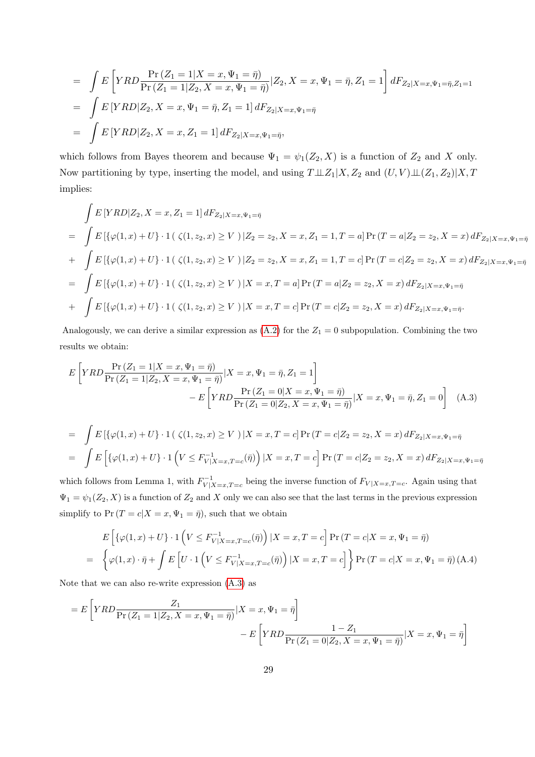$$= \int E\left[YRD\frac{\Pr(Z_1=1|X=x,\Psi_1=\bar{\eta})}{\Pr(Z_1=1|Z_2,X=x,\Psi_1=\bar{\eta})}|Z_2,X=x,\Psi_1=\bar{\eta},Z_1=1\right]dF_{Z_2|X=x,\Psi_1=\bar{\eta},Z_1=1}$$

$$= \int E\left[YRD|Z_2,X=x,\Psi_1=\bar{\eta},Z_1=1\right]dF_{Z_2|X=x,\Psi_1=\bar{\eta}}$$

$$= \int E\left[YRD|Z_2,X=x,Z_1=1\right]dF_{Z_2|X=x,\Psi_1=\bar{\eta}},$$

which follows from Bayes theorem and because $\Psi_1 = \psi_1(Z_2, X)$ is a function of $Z_2$ and $X$ only. Now partitioning by type, inserting the model, and using $T \perp\!\!\!\perp Z_1|X, Z_2$ and $(U, V) \perp\!\!\!\perp (Z_1, Z_2)|X, T$ implies:

$$\int E\left[YRD|Z_2,X=x,Z_1=1\right]dF_{Z_2|X=x,\Psi_1=\bar{\eta}}$$

$$= \int E\left[\{\varphi(1,x)+U\}\cdot 1\left(\ \zeta(1,z_2,x)\geq V\ \right)|Z_2=z_2,X=x,Z_1=1,T=a\right]\Pr(T=a|Z_2=z_2,X=x)\,dF_{Z_2|X=x,\Psi_1=\bar{\eta}}$$

$$+ \int E\left[\{\varphi(1,x)+U\}\cdot 1\left(\ \zeta(1,z_2,x)\geq V\ \right)|Z_2=z_2,X=x,Z_1=1,T=c\right]\Pr(T=c|Z_2=z_2,X=x)\,dF_{Z_2|X=x,\Psi_1=\bar{\eta}}$$

$$= \int E\left[\{\varphi(1,x)+U\}\cdot 1\left(\ \zeta(1,z_2,x)\geq V\ \right)|X=x,T=a\right]\Pr(T=a|Z_2=z_2,X=x)\,dF_{Z_2|X=x,\Psi_1=\bar{\eta}}$$

$$+ \int E\left[\{\varphi(1,x)+U\}\cdot 1\left(\ \zeta(1,z_2,x)\geq V\ \right)|X=x,T=c\right]\Pr(T=c|Z_2=z_2,X=x)\,dF_{Z_2|X=x,\Psi_1=\bar{\eta}}.$$

Analogously, we can derive a similar expression as (A.2) for the $Z_1 = 0$ subpopulation. Combining the two results we obtain:

$$E\left[YRD\frac{\Pr(Z_1=1|X=x,\Psi_1=\bar{\eta})}{\Pr(Z_1=1|Z_2,X=x,\Psi_1=\bar{\eta})}|X=x,\Psi_1=\bar{\eta},Z_1=1\right] - E\left[YRD\frac{\Pr(Z_1=0|X=x,\Psi_1=\bar{\eta})}{\Pr(Z_1=0|Z_2,X=x,\Psi_1=\bar{\eta})}|X=x,\Psi_1=\bar{\eta},Z_1=0\right] \quad (A.3)$$

$$= \int E\left[\{\varphi(1,x)+U\}\cdot 1\left(\ \zeta(1,z_2,x)\geq V\ \right)|X=x,T=c\right]\Pr(T=c|Z_2=z_2,X=x)\,dF_{Z_2|X=x,\Psi_1=\bar{\eta}}$$

$$= \int E\left[\{\varphi(1,x)+U\}\cdot 1\left(V\leq F^{-1}_{V|X=x,T=c}\right)|X=x,T=c\right]\Pr(T=c|Z_2=z_2,X=x)\,dF_{Z_2|X=x,\Psi_1=\bar{\eta}}$$

which follows from Lemma 1, with $F^{-1}_{V|X=x,T=c}$ being the inverse function of $F_{V|X=x,T=c}$. Again using that $\Psi_1 = \psi_1(Z_2, X)$ is a function of $Z_2$ and $X$ only we can also see that the last terms in the previous expression simplify to $\Pr(T = c|X = x, \Psi_1 = \bar{\eta})$, such that we obtain

$$E\left[\{\varphi(1,x)+U\}\cdot 1\left(V\leq F^{-1}_{V|X=x,T=c}(\bar{\eta})\right)|X=x,T=c\right]\Pr(T=c|X=x,\Psi_1=\bar{\eta})$$

$$= \left\{\varphi(1,x)\cdot\bar{\eta}+\int E\left[U\cdot 1\left(V\leq F^{-1}_{V|X=x,T=c}(\bar{\eta})\right)|X=x,T=c\right]\right\}\Pr(T=c|X=x,\Psi_1=\bar{\eta}) \quad (A.4)$$

Note that we can also re-write expression (A.3) as

$$= E\left[YRD\frac{Z_1}{\Pr(Z_1=1|Z_2,X=x,\Psi_1=\bar{\eta})}|X=x,\Psi_1=\bar{\eta}\right] - E\left[YRD\frac{1-Z_1}{\Pr(Z_1=0|Z_2,X=x,\Psi_1=\bar{\eta})}|X=x,\Psi_1=\bar{\eta}\right]$$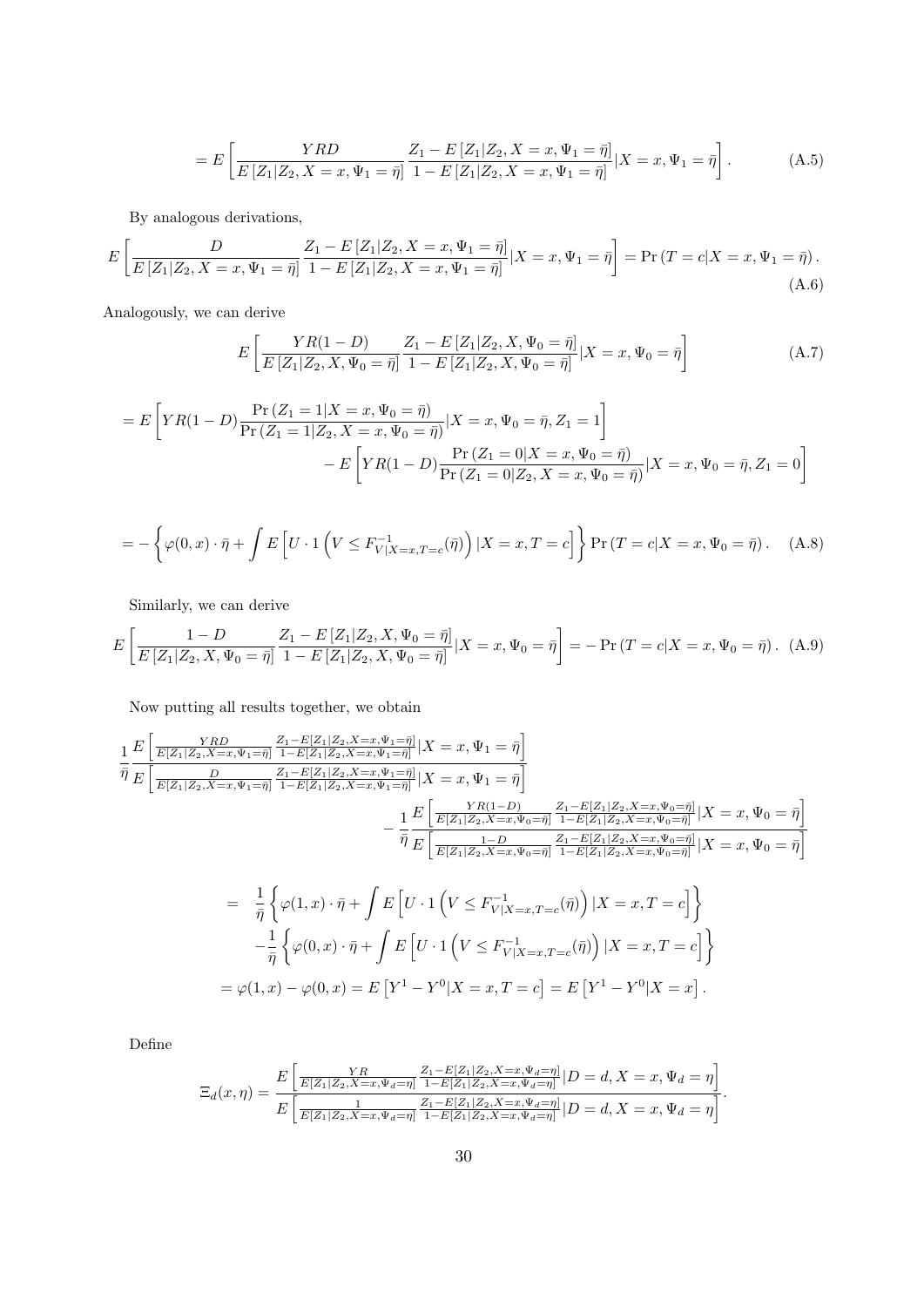$$= E\left[\frac{YRD}{E\left[Z_1|Z_2, X=x, \Psi_1=\bar{\eta}\right]}\frac{Z_1 - E\left[Z_1|Z_2, X=x, \Psi_1=\bar{\eta}\right]}{1-E\left[Z_1|Z_2, X=x, \Psi_1=\bar{\eta}\right]}|X=x, \Psi_1=\bar{\eta}\right]. \tag{A.5}$$

By analogous derivations,

$$E\left[\frac{D}{E\left[Z_1|Z_2, X=x, \Psi_1=\bar{\eta}\right]}\frac{Z_1 - E\left[Z_1|Z_2, X=x, \Psi_1=\bar{\eta}\right]}{1-E\left[Z_1|Z_2, X=x, \Psi_1=\bar{\eta}\right]}|X=x, \Psi_1=\bar{\eta}\right] = \Pr\left(T=c|X=x, \Psi_1=\bar{\eta}\right). \tag{A.6}$$

Analogously, we can derive

$$E\left[\frac{YR(1-D)}{E\left[Z_1|Z_2, X, \Psi_0=\bar{\eta}\right]}\frac{Z_1 - E\left[Z_1|Z_2, X, \Psi_0=\bar{\eta}\right]}{1-E\left[Z_1|Z_2, X, \Psi_0=\bar{\eta}\right]}|X=x, \Psi_0=\bar{\eta}\right] \tag{A.7}$$

$$= E\left[YR(1-D)\frac{\Pr\left(Z_1=1|X=x, \Psi_0=\bar{\eta}\right)}{\Pr\left(Z_1=1|Z_2, X=x, \Psi_0=\bar{\eta}\right)}|X=x, \Psi_0=\bar{\eta}, Z_1=1\right]$$
$$- E\left[YR(1-D)\frac{\Pr\left(Z_1=0|X=x, \Psi_0=\bar{\eta}\right)}{\Pr\left(Z_1=0|Z_2, X=x, \Psi_0=\bar{\eta}\right)}|X=x, \Psi_0=\bar{\eta}, Z_1=0\right]$$

$$= -\left\{\varphi(0,x)\cdot\bar{\eta} + \int E\left[U\cdot 1\left(V \le F^{-1}_{V|X=x,T=c}(\bar{\eta})\right)|X=x, T=c\right]\right\}\Pr\left(T=c|X=x, \Psi_0=\bar{\eta}\right). \tag{A.8}$$

Similarly, we can derive

$$E\left[\frac{1-D}{E\left[Z_1|Z_2, X, \Psi_0=\bar{\eta}\right]}\frac{Z_1 - E\left[Z_1|Z_2, X, \Psi_0=\bar{\eta}\right]}{1-E\left[Z_1|Z_2, X, \Psi_0=\bar{\eta}\right]}|X=x, \Psi_0=\bar{\eta}\right] = -\Pr\left(T=c|X=x, \Psi_0=\bar{\eta}\right). \tag{A.9}$$

Now putting all results together, we obtain

$$\frac{1}{\bar{\eta}}\frac{E\left[\frac{YRD}{E[Z_1|Z_2,X=x,\Psi_1=\bar{\eta}]}\frac{Z_1-E[Z_1|Z_2,X=x,\Psi_1=\bar{\eta}]}{1-E[Z_1|Z_2,X=x,\Psi_1=\bar{\eta}]}|X=x, \Psi_1=\bar{\eta}\right]}{E\left[\frac{D}{E[Z_1|Z_2,X=x,\Psi_1=\bar{\eta}]}\frac{Z_1-E[Z_1|Z_2,X=x,\Psi_1=\bar{\eta}]}{1-E[Z_1|Z_2,X=x,\Psi_1=\bar{\eta}]}|X=x, \Psi_1=\bar{\eta}\right]}$$
$$-\frac{1}{\bar{\eta}}\frac{E\left[\frac{YR(1-D)}{E[Z_1|Z_2,X=x,\Psi_0=\bar{\eta}]}\frac{Z_1-E[Z_1|Z_2,X=x,\Psi_0=\bar{\eta}]}{1-E[Z_1|Z_2,X=x,\Psi_0=\bar{\eta}]}|X=x, \Psi_0=\bar{\eta}\right]}{E\left[\frac{1-D}{E[Z_1|Z_2,X=x,\Psi_0=\bar{\eta}]}\frac{Z_1-E[Z_1|Z_2,X=x,\Psi_0=\bar{\eta}]}{1-E[Z_1|Z_2,X=x,\Psi_0=\bar{\eta}]}|X=x, \Psi_0=\bar{\eta}\right]}$$

$$= \frac{1}{\bar{\eta}}\left\{\varphi(1,x)\cdot\bar{\eta} + \int E\left[U\cdot 1\left(V \le F^{-1}_{V|X=x,T=c}(\bar{\eta})\right)|X=x, T=c\right]\right\}$$
$$-\frac{1}{\bar{\eta}}\left\{\varphi(0,x)\cdot\bar{\eta} + \int E\left[U\cdot 1\left(V \le F^{-1}_{V|X=x,T=c}(\bar{\eta})\right)|X=x, T=c\right]\right\}$$
$$= \varphi(1,x) - \varphi(0,x) = E\left[Y^1 - Y^0|X=x, T=c\right] = E\left[Y^1 - Y^0|X=x\right].$$

Define

$$\Xi_d(x,\eta) = \frac{E\left[\frac{YR}{E[Z_1|Z_2,X=x,\Psi_d=\eta]}\frac{Z_1-E[Z_1|Z_2,X=x,\Psi_d=\eta]}{1-E[Z_1|Z_2,X=x,\Psi_d=\eta]}|D=d, X=x, \Psi_d=\eta\right]}{E\left[\frac{1}{E[Z_1|Z_2,X=x,\Psi_d=\eta]}\frac{Z_1-E[Z_1|Z_2,X=x,\Psi_d=\eta]}{1-E[Z_1|Z_2,X=x,\Psi_d=\eta]}|D=d, X=x, \Psi_d=\eta\right]}.$$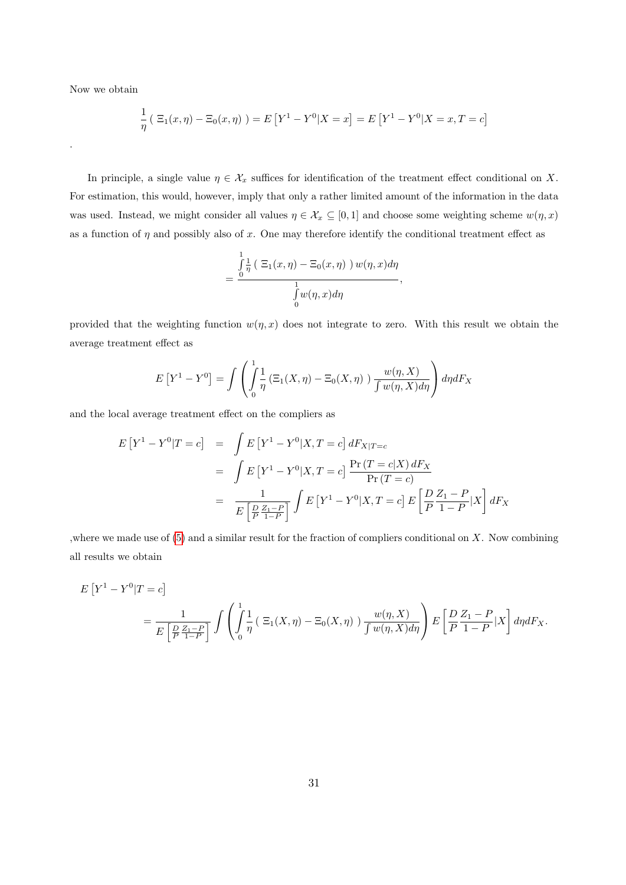Now we obtain

$$\frac{1}{\eta}\left(\ \Xi_1(x,\eta)-\Xi_0(x,\eta)\ \right)=E\left[Y^1-Y^0|X=x\right]=E\left[Y^1-Y^0|X=x,T=c\right]$$

.

In principle, a single value $\eta \in \mathcal{X}_x$ suffices for identification of the treatment effect conditional on $X$. For estimation, this would, however, imply that only a rather limited amount of the information in the data was used. Instead, we might consider all values $\eta \in \mathcal{X}_x \subseteq [0,1]$ and choose some weighting scheme $w(\eta,x)$ as a function of $\eta$ and possibly also of $x$. One may therefore identify the conditional treatment effect as

$$=\frac{\int_0^1 \frac{1}{\eta}\left(\ \Xi_1(x,\eta)-\Xi_0(x,\eta)\ \right)w(\eta,x)d\eta}{\int_0^1 w(\eta,x)d\eta},$$

provided that the weighting function $w(\eta,x)$ does not integrate to zero. With this result we obtain the average treatment effect as

$$E\left[Y^1-Y^0\right]=\int\left(\int_0^1\frac{1}{\eta}\left(\Xi_1(X,\eta)-\Xi_0(X,\eta)\ \right)\frac{w(\eta,X)}{\int w(\eta,X)d\eta}\right)d\eta dF_X$$

and the local average treatment effect on the compliers as

$$\begin{aligned}
E\left[Y^1-Y^0|T=c\right] &= \int E\left[Y^1-Y^0|X,T=c\right]dF_{X|T=c} \\
&= \int E\left[Y^1-Y^0|X,T=c\right]\frac{\Pr\left(T=c|X\right)dF_X}{\Pr\left(T=c\right)} \\
&= \frac{1}{E\left[\frac{D}{P}\frac{Z_1-P}{1-P}\right]}\int E\left[Y^1-Y^0|X,T=c\right]E\left[\frac{D}{P}\frac{Z_1-P}{1-P}|X\right]dF_X
\end{aligned}$$

,where we made use of (5) and a similar result for the fraction of compliers conditional on $X$. Now combining all results we obtain

$$\begin{aligned}
&E\left[Y^1-Y^0|T=c\right] \\
&\qquad=\frac{1}{E\left[\frac{D}{P}\frac{Z_1-P}{1-P}\right]}\int\left(\int_0^1\frac{1}{\eta}\left(\ \Xi_1(X,\eta)-\Xi_0(X,\eta)\ \right)\frac{w(\eta,X)}{\int w(\eta,X)d\eta}\right)E\left[\frac{D}{P}\frac{Z_1-P}{1-P}|X\right]d\eta dF_X.
\end{aligned}$$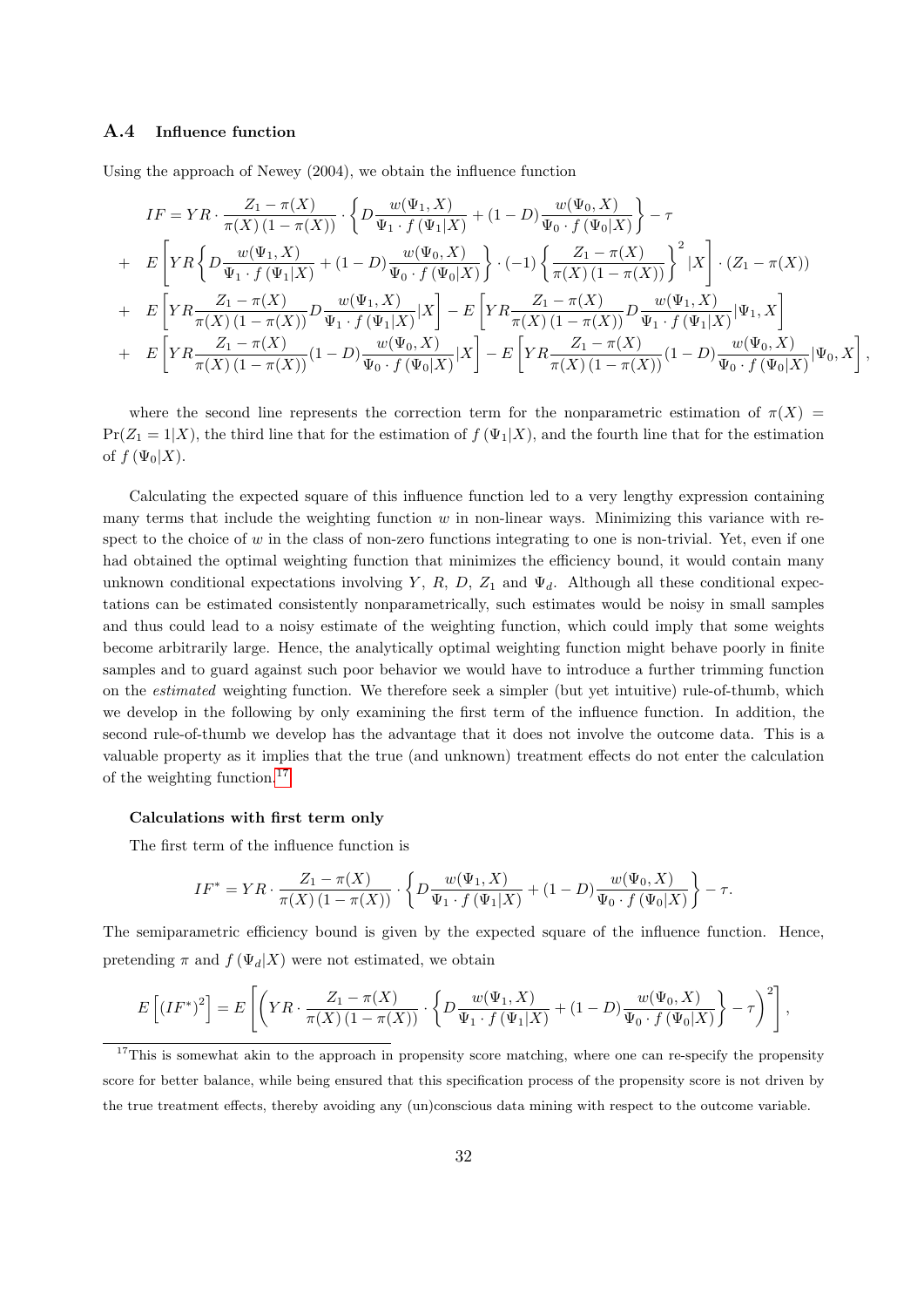### A.4 Influence function

Using the approach of Newey (2004), we obtain the influence function

$$
\begin{aligned}
IF &= YR \cdot \frac{Z_1 - \pi(X)}{\pi(X)\left(1-\pi(X)\right)} \cdot \left\{ D\frac{w(\Psi_1, X)}{\Psi_1 \cdot f\left(\Psi_1|X\right)} + (1-D)\frac{w(\Psi_0, X)}{\Psi_0 \cdot f\left(\Psi_0|X\right)} \right\} - \tau \\
&+ \;\; E\left[ YR\left\{ D\frac{w(\Psi_1, X)}{\Psi_1 \cdot f\left(\Psi_1|X\right)} + (1-D)\frac{w(\Psi_0, X)}{\Psi_0 \cdot f\left(\Psi_0|X\right)} \right\} \cdot (-1) \left\{ \frac{Z_1 - \pi(X)}{\pi(X)\left(1-\pi(X)\right)} \right\}^2 |X \right] \cdot \left(Z_1 - \pi(X)\right) \\
&+ \;\; E\left[ YR\frac{Z_1 - \pi(X)}{\pi(X)\left(1-\pi(X)\right)} D\frac{w(\Psi_1, X)}{\Psi_1 \cdot f\left(\Psi_1|X\right)} |X \right] - E\left[ YR\frac{Z_1 - \pi(X)}{\pi(X)\left(1-\pi(X)\right)} D\frac{w(\Psi_1, X)}{\Psi_1 \cdot f\left(\Psi_1|X\right)} |\Psi_1, X \right] \\
&+ \;\; E\left[ YR\frac{Z_1 - \pi(X)}{\pi(X)\left(1-\pi(X)\right)} (1-D)\frac{w(\Psi_0, X)}{\Psi_0 \cdot f\left(\Psi_0|X\right)} |X \right] - E\left[ YR\frac{Z_1 - \pi(X)}{\pi(X)\left(1-\pi(X)\right)} (1-D)\frac{w(\Psi_0, X)}{\Psi_0 \cdot f\left(\Psi_0|X\right)} |\Psi_0, X \right],
\end{aligned}
$$

where the second line represents the correction term for the nonparametric estimation of $\pi(X) = \Pr(Z_1 = 1|X)$, the third line that for the estimation of $f\left(\Psi_1|X\right)$, and the fourth line that for the estimation of $f\left(\Psi_0|X\right)$.

Calculating the expected square of this influence function led to a very lengthy expression containing many terms that include the weighting function $w$ in non-linear ways. Minimizing this variance with respect to the choice of $w$ in the class of non-zero functions integrating to one is non-trivial. Yet, even if one had obtained the optimal weighting function that minimizes the efficiency bound, it would contain many unknown conditional expectations involving $Y$, $R$, $D$, $Z_1$ and $\Psi_d$. Although all these conditional expectations can be estimated consistently nonparametrically, such estimates would be noisy in small samples and thus could lead to a noisy estimate of the weighting function, which could imply that some weights become arbitrarily large. Hence, the analytically optimal weighting function might behave poorly in finite samples and to guard against such poor behavior we would have to introduce a further trimming function on the *estimated* weighting function. We therefore seek a simpler (but yet intuitive) rule-of-thumb, which we develop in the following by only examining the first term of the influence function. In addition, the second rule-of-thumb we develop has the advantage that it does not involve the outcome data. This is a valuable property as it implies that the true (and unknown) treatment effects do not enter the calculation of the weighting function.[17]

#### Calculations with first term only

The first term of the influence function is

$$
IF^* = YR \cdot \frac{Z_1 - \pi(X)}{\pi(X)\left(1-\pi(X)\right)} \cdot \left\{ D\frac{w(\Psi_1, X)}{\Psi_1 \cdot f\left(\Psi_1|X\right)} + (1-D)\frac{w(\Psi_0, X)}{\Psi_0 \cdot f\left(\Psi_0|X\right)} \right\} - \tau.
$$

The semiparametric efficiency bound is given by the expected square of the influence function. Hence, pretending $\pi$ and $f\left(\Psi_d|X\right)$ were not estimated, we obtain

$$
E\left[ \left(IF^*\right)^2 \right] = E\left[ \left( YR \cdot \frac{Z_1 - \pi(X)}{\pi(X)\left(1-\pi(X)\right)} \cdot \left\{ D\frac{w(\Psi_1, X)}{\Psi_1 \cdot f\left(\Psi_1|X\right)} + (1-D)\frac{w(\Psi_0, X)}{\Psi_0 \cdot f\left(\Psi_0|X\right)} \right\} - \tau \right)^2 \right],
$$

[17] This is somewhat akin to the approach in propensity score matching, where one can re-specify the propensity score for better balance, while being ensured that this specification process of the propensity score is not driven by the true treatment effects, thereby avoiding any (un)conscious data mining with respect to the outcome variable.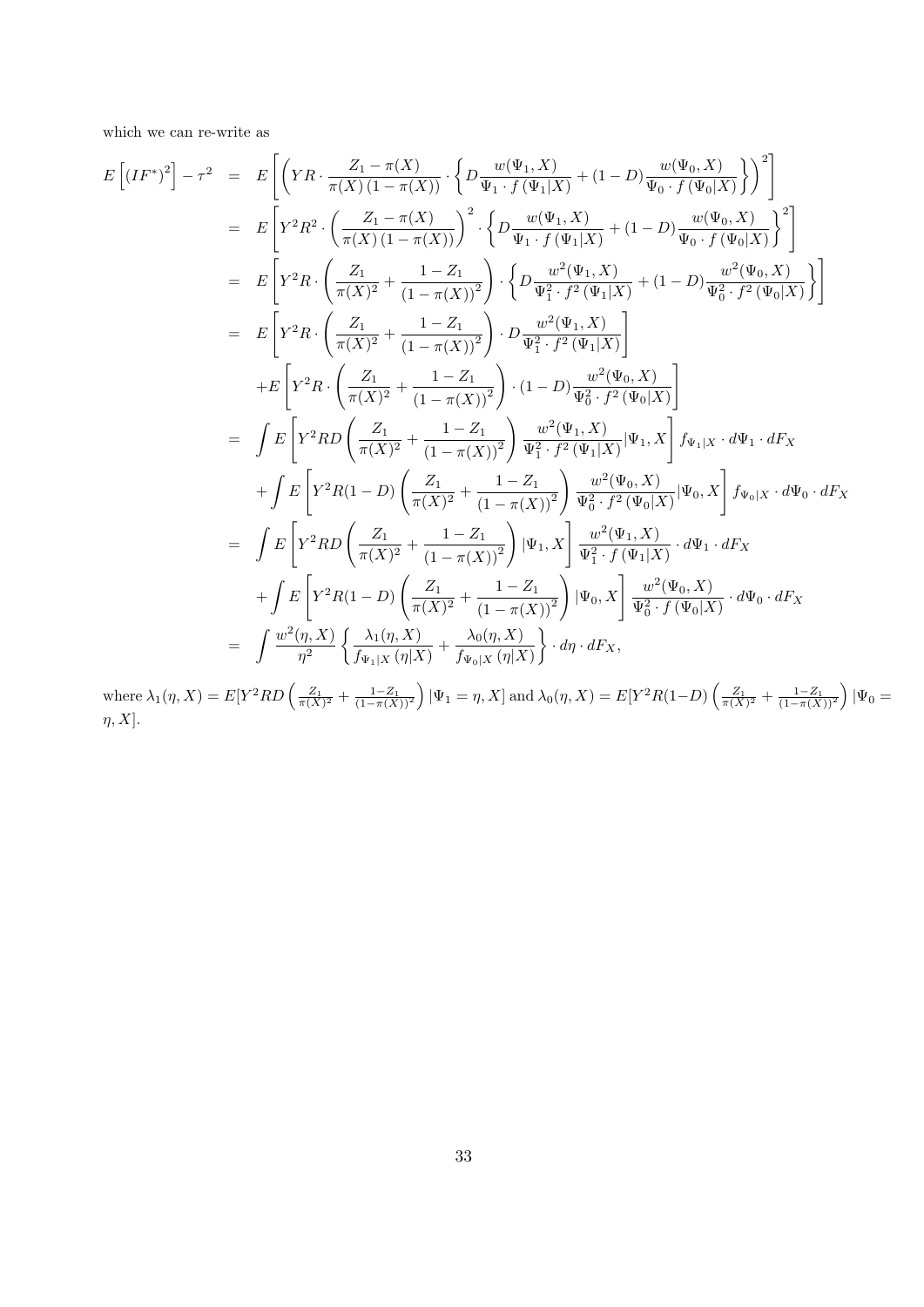which we can re-write as

$$
\begin{aligned}
E\left[(IF^{*})^{2}\right]-\tau^{2} &= E\left[\left(YR\cdot\frac{Z_1-\pi(X)}{\pi(X)\left(1-\pi(X)\right)}\cdot\left\{D\frac{w(\Psi_1,X)}{\Psi_1\cdot f\left(\Psi_1|X\right)}+(1-D)\frac{w(\Psi_0,X)}{\Psi_0\cdot f\left(\Psi_0|X\right)}\right\}\right)^{2}\right]\\
&= E\left[Y^2R^2\cdot\left(\frac{Z_1-\pi(X)}{\pi(X)\left(1-\pi(X)\right)}\right)^{2}\cdot\left\{D\frac{w(\Psi_1,X)}{\Psi_1\cdot f\left(\Psi_1|X\right)}+(1-D)\frac{w(\Psi_0,X)}{\Psi_0\cdot f\left(\Psi_0|X\right)}\right\}^{2}\right]\\
&= E\left[Y^2R\cdot\left(\frac{Z_1}{\pi(X)^2}+\frac{1-Z_1}{\left(1-\pi(X)\right)^2}\right)\cdot\left\{D\frac{w^2(\Psi_1,X)}{\Psi_1^2\cdot f^2\left(\Psi_1|X\right)}+(1-D)\frac{w^2(\Psi_0,X)}{\Psi_0^2\cdot f^2\left(\Psi_0|X\right)}\right\}\right]\\
&= E\left[Y^2R\cdot\left(\frac{Z_1}{\pi(X)^2}+\frac{1-Z_1}{\left(1-\pi(X)\right)^2}\right)\cdot D\frac{w^2(\Psi_1,X)}{\Psi_1^2\cdot f^2\left(\Psi_1|X\right)}\right]\\
&\quad +E\left[Y^2R\cdot\left(\frac{Z_1}{\pi(X)^2}+\frac{1-Z_1}{\left(1-\pi(X)\right)^2}\right)\cdot(1-D)\frac{w^2(\Psi_0,X)}{\Psi_0^2\cdot f^2\left(\Psi_0|X\right)}\right]\\
&= \int E\left[Y^2RD\left(\frac{Z_1}{\pi(X)^2}+\frac{1-Z_1}{\left(1-\pi(X)\right)^2}\right)\frac{w^2(\Psi_1,X)}{\Psi_1^2\cdot f^2\left(\Psi_1|X\right)}|\Psi_1,X\right]f_{\Psi_1|X}\cdot d\Psi_1\cdot dF_X\\
&\quad +\int E\left[Y^2R(1-D)\left(\frac{Z_1}{\pi(X)^2}+\frac{1-Z_1}{\left(1-\pi(X)\right)^2}\right)\frac{w^2(\Psi_0,X)}{\Psi_0^2\cdot f^2\left(\Psi_0|X\right)}|\Psi_0,X\right]f_{\Psi_0|X}\cdot d\Psi_0\cdot dF_X\\
&= \int E\left[Y^2RD\left(\frac{Z_1}{\pi(X)^2}+\frac{1-Z_1}{\left(1-\pi(X)\right)^2}\right)|\Psi_1,X\right]\frac{w^2(\Psi_1,X)}{\Psi_1^2\cdot f\left(\Psi_1|X\right)}\cdot d\Psi_1\cdot dF_X\\
&\quad +\int E\left[Y^2R(1-D)\left(\frac{Z_1}{\pi(X)^2}+\frac{1-Z_1}{\left(1-\pi(X)\right)^2}\right)|\Psi_0,X\right]\frac{w^2(\Psi_0,X)}{\Psi_0^2\cdot f\left(\Psi_0|X\right)}\cdot d\Psi_0\cdot dF_X\\
&= \int\frac{w^2(\eta,X)}{\eta^2}\left\{\frac{\lambda_1(\eta,X)}{f_{\Psi_1|X}\left(\eta|X\right)}+\frac{\lambda_0(\eta,X)}{f_{\Psi_0|X}\left(\eta|X\right)}\right\}\cdot d\eta\cdot dF_X,
\end{aligned}
$$

where $\lambda_1(\eta,X)=E[Y^2RD\left(\frac{Z_1}{\pi(X)^2}+\frac{1-Z_1}{(1-\pi(X))^2}\right)|\Psi_1=\eta,X]$ and $\lambda_0(\eta,X)=E[Y^2R(1-D)\left(\frac{Z_1}{\pi(X)^2}+\frac{1-Z_1}{(1-\pi(X))^2}\right)|\Psi_0=\eta,X]$.